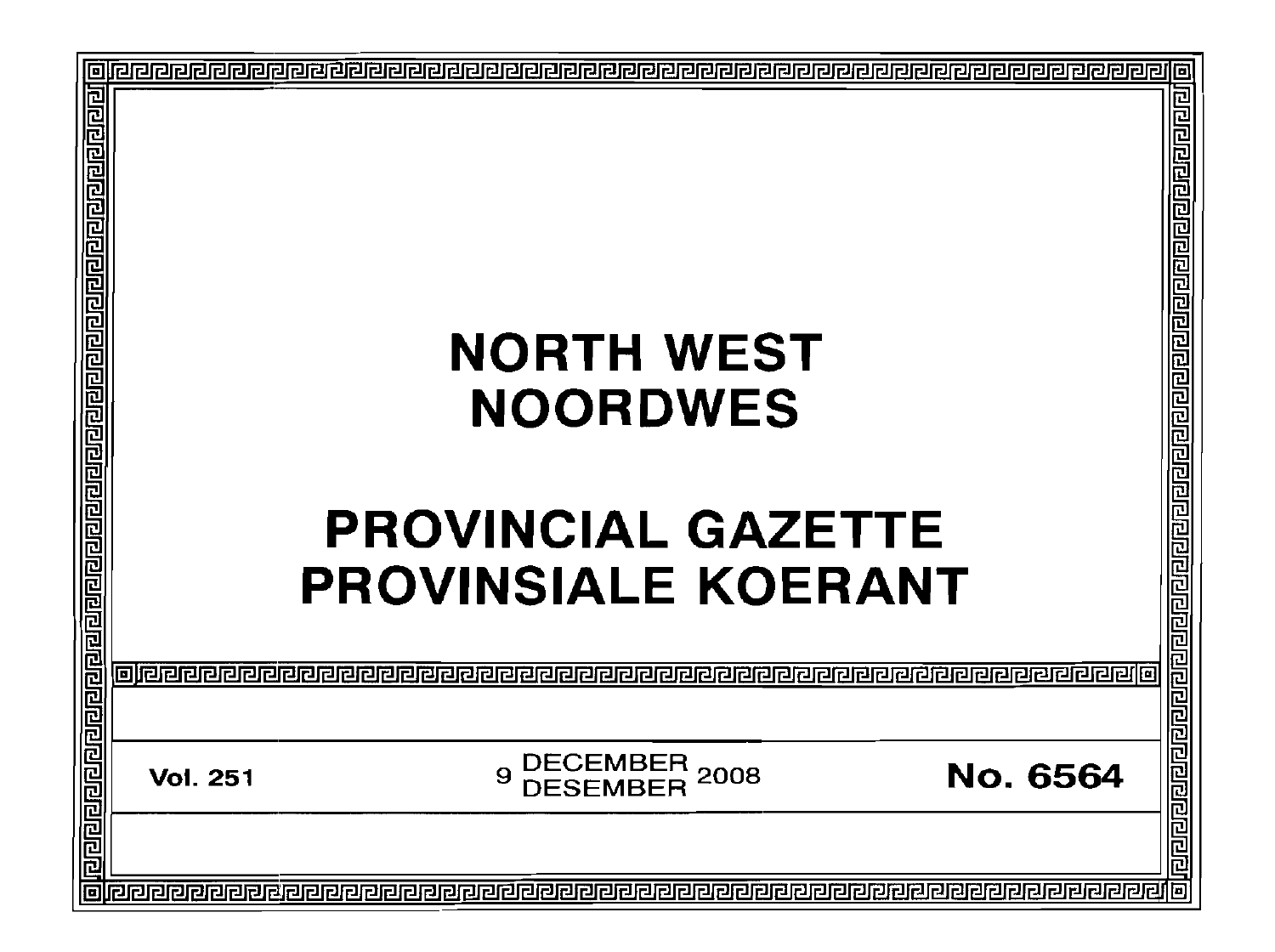# NORTH WEST
# NOORDWES

# PROVINCIAL GAZETTE
# PROVINSIALE KOERANT

**Vol. 251** 9 DECEMBER / DESEMBER 2008 **No. 6564**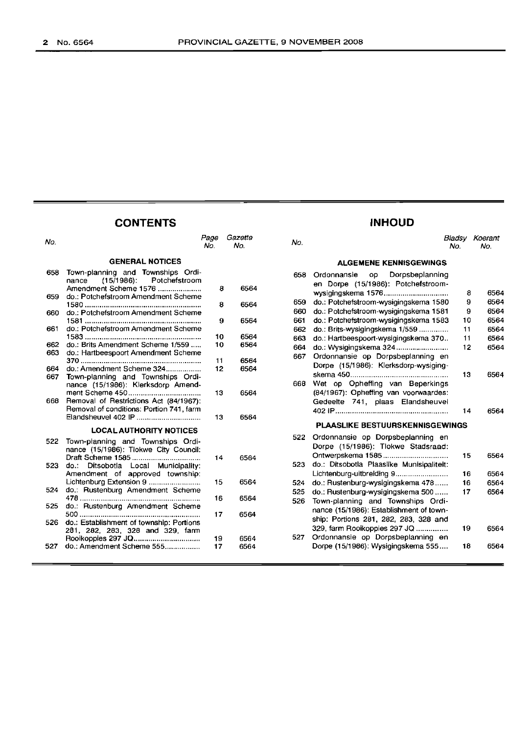## CONTENTS

| No. | | Page No. | Gazette No. |
|---|---|---|---|
| | **GENERAL NOTICES** | | |
| 658 | Town-planning and Townships Ordinance (15/1986): Potchefstroom Amendment Scheme 1576 | 8 | 6564 |
| 659 | do.: Potchefstroom Amendment Scheme 1580 | 8 | 6564 |
| 660 | do.: Potchefstroom Amendment Scheme 1581 | 9 | 6564 |
| 661 | do.: Potchefstroom Amendment Scheme 1583 | 10 | 6564 |
| 662 | do.: Brits Amendment Scheme 1/559 | 10 | 6564 |
| 663 | do.: Hartbeespoort Amendment Scheme 370 | 11 | 6564 |
| 664 | do.: Amendment Scheme 324 | 12 | 6564 |
| 667 | Town-planning and Townships Ordinance (15/1986): Klerksdorp Amendment Scheme 450 | 13 | 6564 |
| 668 | Removal of Restrictions Act (84/1967): Removal of conditions: Portion 741, farm Elandsheuvel 402 IP | 13 | 6564 |
| | **LOCAL AUTHORITY NOTICES** | | |
| 522 | Town-planning and Townships Ordinance (15/1986): Tlokwe City Council: Draft Scheme 1585 | 14 | 6564 |
| 523 | do.: Ditsobotla Local Municipality: Amendment of approved township: Lichtenburg Extension 9 | 15 | 6564 |
| 524 | do.: Rustenburg Amendment Scheme 478 | 16 | 6564 |
| 525 | do.: Rustenburg Amendment Scheme 500 | 17 | 6564 |
| 526 | do.: Establishment of township: Portions 281, 282, 283, 328 and 329, farm Rooikoppies 297 JQ | 19 | 6564 |
| 527 | do.: Amendment Scheme 555 | 17 | 6564 |

## INHOUD

| No. | | Bladsy No. | Koerant No. |
|---|---|---|---|
| | **ALGEMENE KENNISGEWINGS** | | |
| 658 | Ordonnansie op Dorpsbeplanning en Dorpe (15/1986): Potchefstroom-wysigingskema 1576 | 8 | 6564 |
| 659 | do.: Potchefstroom-wysigingskema 1580 | 9 | 6564 |
| 660 | do.: Potchefstroom-wysigingskema 1581 | 9 | 6564 |
| 661 | do.: Potchefstroom-wysigingskema 1583 | 10 | 6564 |
| 662 | do.: Brits-wysigingskema 1/559 | 11 | 6564 |
| 663 | do.: Hartbeespoort-wysigingskema 370 | 11 | 6564 |
| 664 | do.: Wysigingskema 324 | 12 | 6564 |
| 667 | Ordonnansie op Dorpsbeplanning en Dorpe (15/1986): Klerksdorp-wysigingskema 450 | 13 | 6564 |
| 668 | Wet op Opheffing van Beperkings (84/1967): Opheffing van voorwaardes: Gedeelte 741, plaas Elandsheuvel 402 IP | 14 | 6564 |
| | **PLAASLIKE BESTUURSKENNISGEWINGS** | | |
| 522 | Ordonnansie op Dorpsbeplanning en Dorpe (15/1986): Tlokwe Stadsraad: Ontwerpskema 1585 | 15 | 6564 |
| 523 | do.: Ditsobotla Plaaslike Munisipaliteit: Lichtenburg-uitbreiding 9 | 16 | 6564 |
| 524 | do.: Rustenburg-wysigingskema 478 | 16 | 6564 |
| 525 | do.: Rustenburg-wysigingskema 500 | 17 | 6564 |
| 526 | Town-planning and Townships Ordinance (15/1986): Establishment of township: Portions 281, 282, 283, 328 and 329, farm Rooikoppies 297 JQ | 19 | 6564 |
| 527 | Ordonnansie op Dorpsbeplanning en Dorpe (15/1986): Wysigingskema 555 | 18 | 6564 |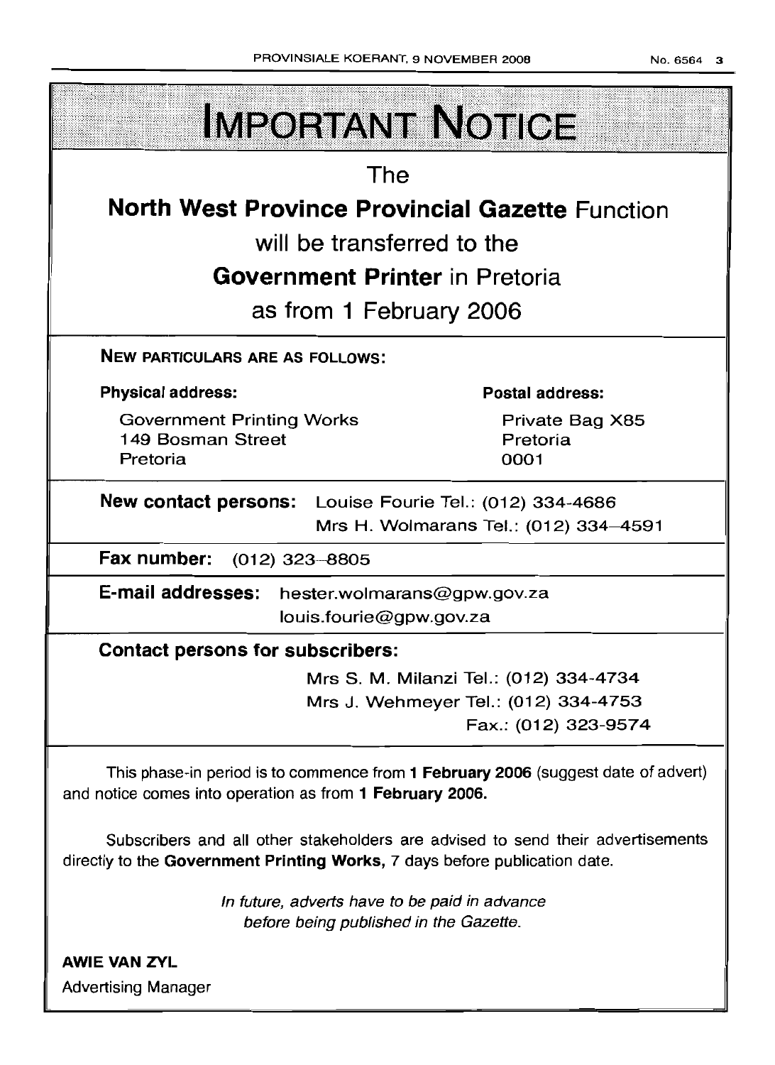# IMPORTANT NOTICE

The

## North West Province Provincial Gazette Function

will be transferred to the

**Government Printer** in Pretoria

as from 1 February 2006

**NEW PARTICULARS ARE AS FOLLOWS:**

| **Physical address:** | **Postal address:** |
| --- | --- |
| Government Printing Works<br>149 Bosman Street<br>Pretoria | Private Bag X85<br>Pretoria<br>0001 |

**New contact persons:** Louise Fourie Tel.: (012) 334-4686
Mrs H. Wolmarans Tel.: (012) 334–4591

**Fax number:** (012) 323–8805

**E-mail addresses:** hester.wolmarans@gpw.gov.za
louis.fourie@gpw.gov.za

**Contact persons for subscribers:**

Mrs S. M. Milanzi Tel.: (012) 334-4734
Mrs J. Wehmeyer Tel.: (012) 334-4753
Fax.: (012) 323-9574

This phase-in period is to commence from **1 February 2006** (suggest date of advert) and notice comes into operation as from **1 February 2006.**

Subscribers and all other stakeholders are advised to send their advertisements directly to the **Government Printing Works,** 7 days before publication date.

*In future, adverts have to be paid in advance before being published in the Gazette.*

**AWIE VAN ZYL**
Advertising Manager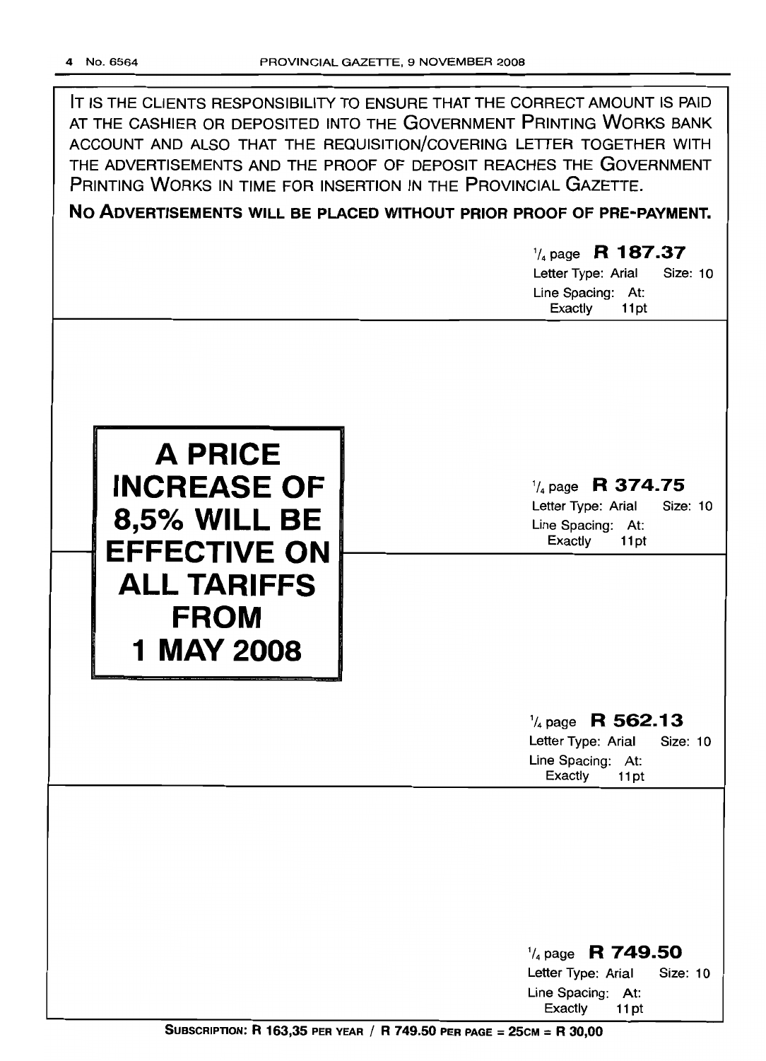IT IS THE CLIENTS RESPONSIBILITY TO ENSURE THAT THE CORRECT AMOUNT IS PAID AT THE CASHIER OR DEPOSITED INTO THE GOVERNMENT PRINTING WORKS BANK ACCOUNT AND ALSO THAT THE REQUISITION/COVERING LETTER TOGETHER WITH THE ADVERTISEMENTS AND THE PROOF OF DEPOSIT REACHES THE GOVERNMENT PRINTING WORKS IN TIME FOR INSERTION IN THE PROVINCIAL GAZETTE.

**NO ADVERTISEMENTS WILL BE PLACED WITHOUT PRIOR PROOF OF PRE-PAYMENT.**

1/4 page **R 187.37**
Letter Type: Arial Size: 10
Line Spacing: At: Exactly 11pt

**A PRICE INCREASE OF 8,5% WILL BE EFFECTIVE ON ALL TARIFFS FROM 1 MAY 2008**

1/4 page **R 374.75**
Letter Type: Arial Size: 10
Line Spacing: At: Exactly 11pt

1/4 page **R 562.13**
Letter Type: Arial Size: 10
Line Spacing: At: Exactly 11pt

1/4 page **R 749.50**
Letter Type: Arial Size: 10
Line Spacing: At: Exactly 11pt

**SUBSCRIPTION: R 163,35 PER YEAR / R 749.50 PER PAGE = 25CM = R 30,00**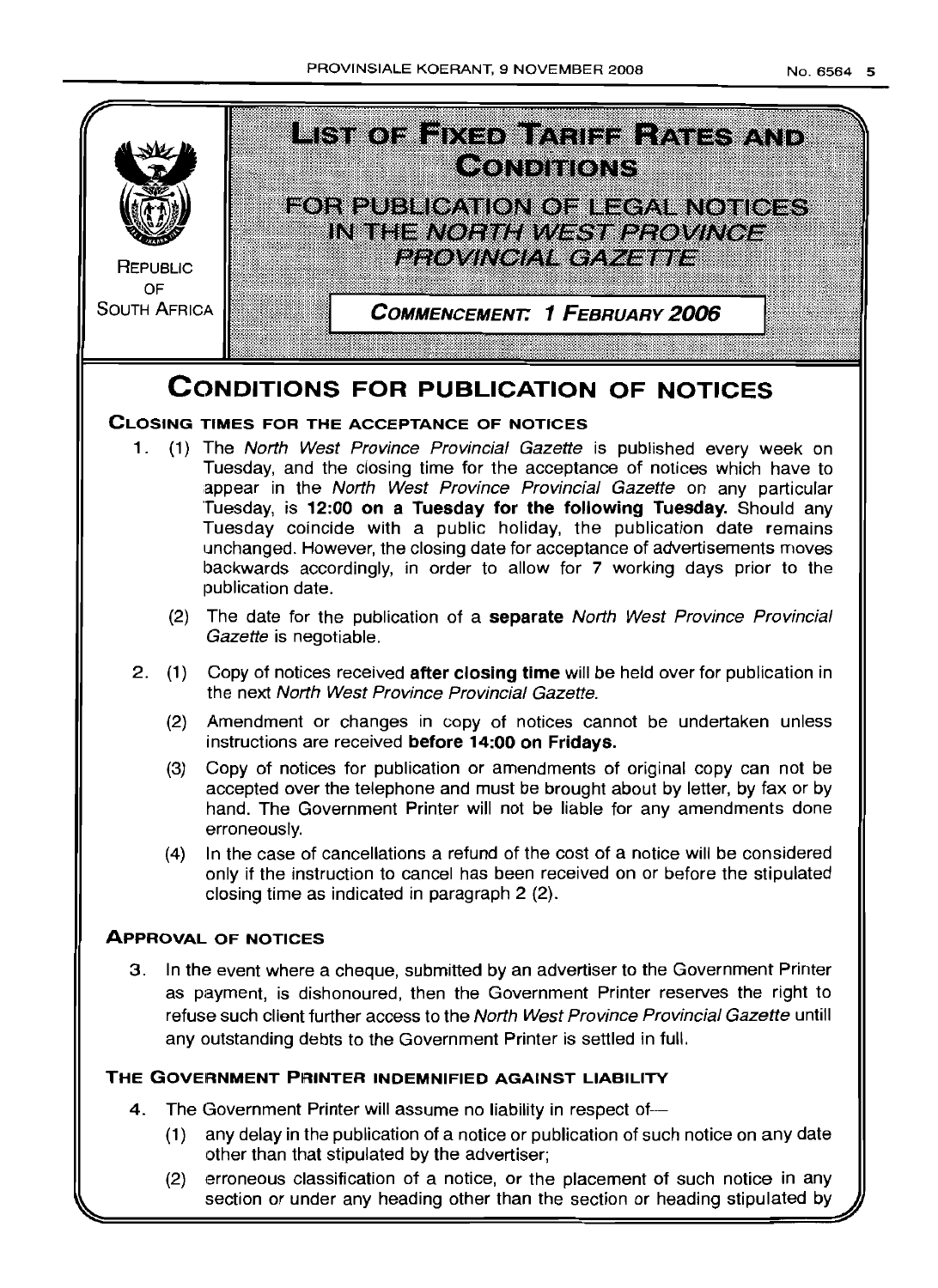REPUBLIC OF SOUTH AFRICA

# LIST OF FIXED TARIFF RATES AND CONDITIONS

## FOR PUBLICATION OF LEGAL NOTICES IN THE *NORTH WEST PROVINCE PROVINCIAL GAZETTE*

**COMMENCEMENT: 1 FEBRUARY 2006**

# CONDITIONS FOR PUBLICATION OF NOTICES

### CLOSING TIMES FOR THE ACCEPTANCE OF NOTICES

1. (1) The *North West Province Provincial Gazette* is published every week on Tuesday, and the closing time for the acceptance of notices which have to appear in the *North West Province Provincial Gazette* on any particular Tuesday, is **12:00 on a Tuesday for the following Tuesday.** Should any Tuesday coincide with a public holiday, the publication date remains unchanged. However, the closing date for acceptance of advertisements moves backwards accordingly, in order to allow for 7 working days prior to the publication date.

   (2) The date for the publication of a **separate** *North West Province Provincial Gazette* is negotiable.

2. (1) Copy of notices received **after closing time** will be held over for publication in the next *North West Province Provincial Gazette.*

   (2) Amendment or changes in copy of notices cannot be undertaken unless instructions are received **before 14:00 on Fridays.**

   (3) Copy of notices for publication or amendments of original copy can not be accepted over the telephone and must be brought about by letter, by fax or by hand. The Government Printer will not be liable for any amendments done erroneously.

   (4) In the case of cancellations a refund of the cost of a notice will be considered only if the instruction to cancel has been received on or before the stipulated closing time as indicated in paragraph 2 (2).

### APPROVAL OF NOTICES

3. In the event where a cheque, submitted by an advertiser to the Government Printer as payment, is dishonoured, then the Government Printer reserves the right to refuse such client further access to the *North West Province Provincial Gazette* untill any outstanding debts to the Government Printer is settled in full.

### THE GOVERNMENT PRINTER INDEMNIFIED AGAINST LIABILITY

4. The Government Printer will assume no liability in respect of—

   (1) any delay in the publication of a notice or publication of such notice on any date other than that stipulated by the advertiser;

   (2) erroneous classification of a notice, or the placement of such notice in any section or under any heading other than the section or heading stipulated by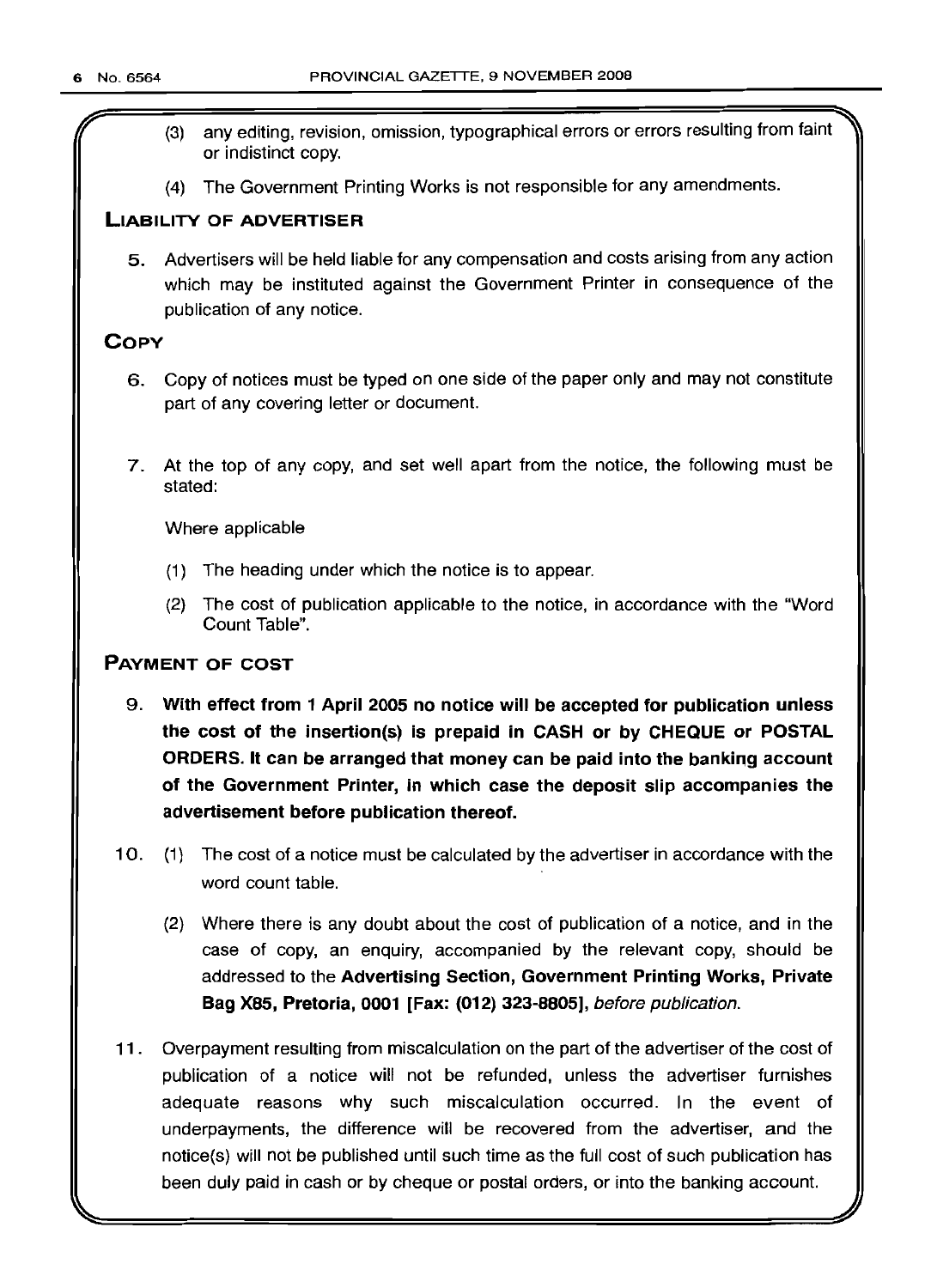(3) any editing, revision, omission, typographical errors or errors resulting from faint or indistinct copy.

(4) The Government Printing Works is not responsible for any amendments.

## LIABILITY OF ADVERTISER

5. Advertisers will be held liable for any compensation and costs arising from any action which may be instituted against the Government Printer in consequence of the publication of any notice.

## COPY

6. Copy of notices must be typed on one side of the paper only and may not constitute part of any covering letter or document.

7. At the top of any copy, and set well apart from the notice, the following must be stated:

   Where applicable

   (1) The heading under which the notice is to appear.

   (2) The cost of publication applicable to the notice, in accordance with the "Word Count Table".

## PAYMENT OF COST

9. **With effect from 1 April 2005 no notice will be accepted for publication unless the cost of the insertion(s) is prepaid in CASH or by CHEQUE or POSTAL ORDERS. It can be arranged that money can be paid into the banking account of the Government Printer, in which case the deposit slip accompanies the advertisement before publication thereof.**

10. (1) The cost of a notice must be calculated by the advertiser in accordance with the word count table.

    (2) Where there is any doubt about the cost of publication of a notice, and in the case of copy, an enquiry, accompanied by the relevant copy, should be addressed to the **Advertising Section, Government Printing Works, Private Bag X85, Pretoria, 0001 [Fax: (012) 323-8805],** *before publication.*

11. Overpayment resulting from miscalculation on the part of the advertiser of the cost of publication of a notice will not be refunded, unless the advertiser furnishes adequate reasons why such miscalculation occurred. In the event of underpayments, the difference will be recovered from the advertiser, and the notice(s) will not be published until such time as the full cost of such publication has been duly paid in cash or by cheque or postal orders, or into the banking account.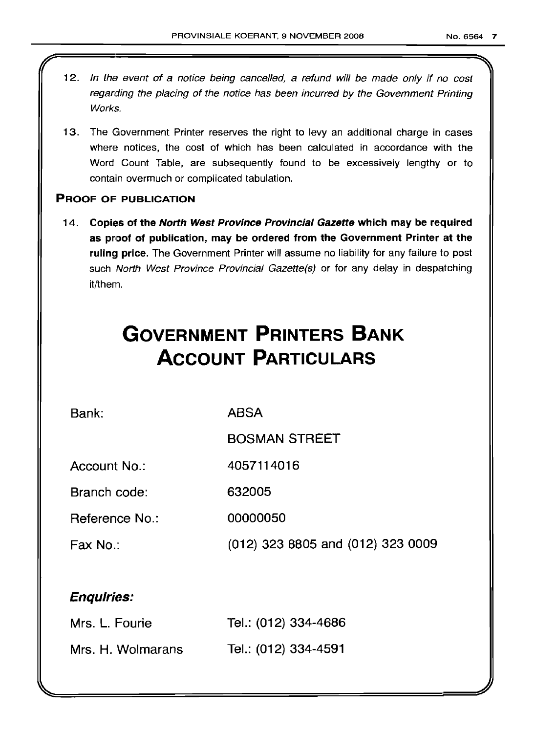12. *In the event of a notice being cancelled, a refund will be made only if no cost regarding the placing of the notice has been incurred by the Government Printing Works.*

13. The Government Printer reserves the right to levy an additional charge in cases where notices, the cost of which has been calculated in accordance with the Word Count Table, are subsequently found to be excessively lengthy or to contain overmuch or complicated tabulation.

### PROOF OF PUBLICATION

14. **Copies of the *North West Province Provincial Gazette* which may be required as proof of publication, may be ordered from the Government Printer at the ruling price.** The Government Printer will assume no liability for any failure to post such *North West Province Provincial Gazette(s)* or for any delay in despatching it/them.

# GOVERNMENT PRINTERS BANK ACCOUNT PARTICULARS

| | |
|---|---|
| Bank: | ABSA |
| | BOSMAN STREET |
| Account No.: | 4057114016 |
| Branch code: | 632005 |
| Reference No.: | 00000050 |
| Fax No.: | (012) 323 8805 and (012) 323 0009 |

***Enquiries:***

| | |
|---|---|
| Mrs. L. Fourie | Tel.: (012) 334-4686 |
| Mrs. H. Wolmarans | Tel.: (012) 334-4591 |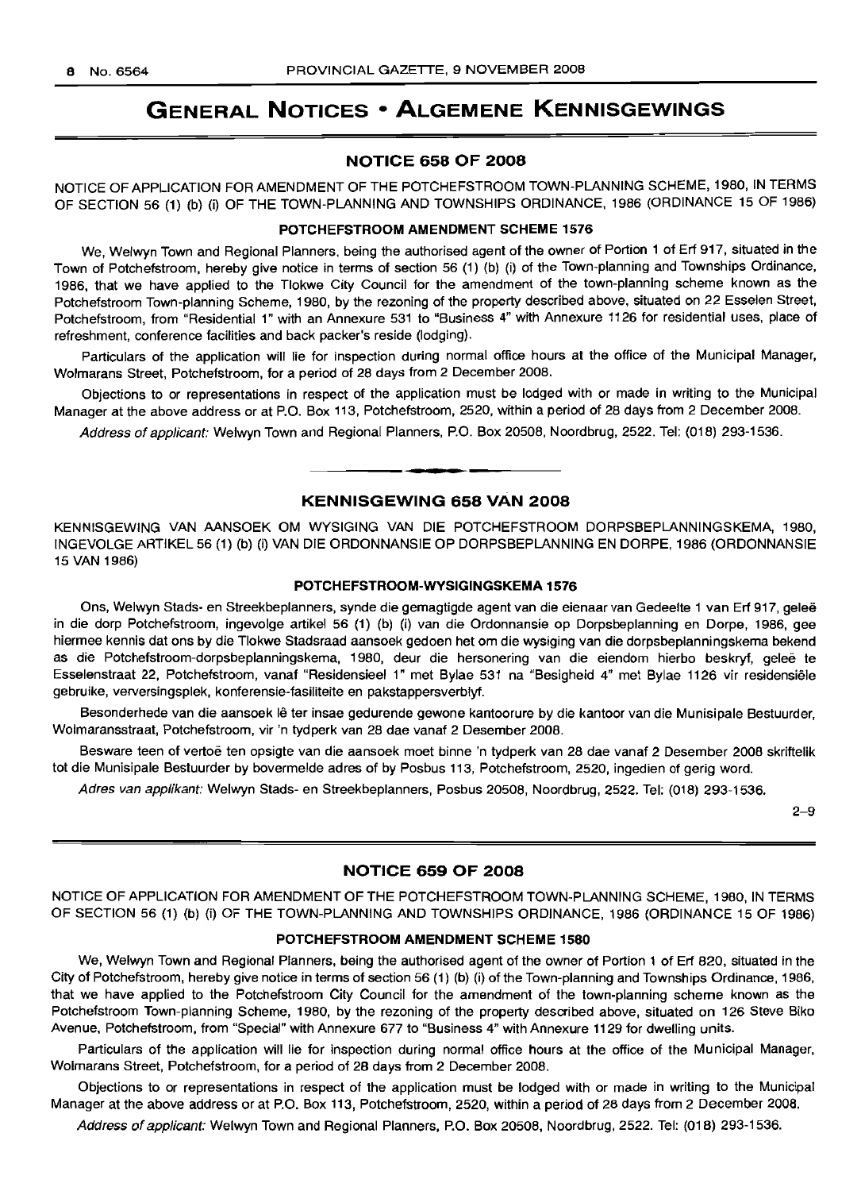# GENERAL NOTICES • ALGEMENE KENNISGEWINGS

## NOTICE 658 OF 2008

NOTICE OF APPLICATION FOR AMENDMENT OF THE POTCHEFSTROOM TOWN-PLANNING SCHEME, 1980, IN TERMS OF SECTION 56 (1) (b) (i) OF THE TOWN-PLANNING AND TOWNSHIPS ORDINANCE, 1986 (ORDINANCE 15 OF 1986)

### POTCHEFSTROOM AMENDMENT SCHEME 1576

We, Welwyn Town and Regional Planners, being the authorised agent of the owner of Portion 1 of Erf 917, situated in the Town of Potchefstroom, hereby give notice in terms of section 56 (1) (b) (i) of the Town-planning and Townships Ordinance, 1986, that we have applied to the Tlokwe City Council for the amendment of the town-planning scheme known as the Potchefstroom Town-planning Scheme, 1980, by the rezoning of the property described above, situated on 22 Esselen Street, Potchefstroom, from "Residential 1" with an Annexure 531 to "Business 4" with Annexure 1126 for residential uses, place of refreshment, conference facilities and back packer's reside (lodging).

Particulars of the application will lie for inspection during normal office hours at the office of the Municipal Manager, Wolmarans Street, Potchefstroom, for a period of 28 days from 2 December 2008.

Objections to or representations in respect of the application must be lodged with or made in writing to the Municipal Manager at the above address or at P.O. Box 113, Potchefstroom, 2520, within a period of 28 days from 2 December 2008.

*Address of applicant:* Welwyn Town and Regional Planners, P.O. Box 20508, Noordbrug, 2522. Tel: (018) 293-1536.

---

## KENNISGEWING 658 VAN 2008

KENNISGEWING VAN AANSOEK OM WYSIGING VAN DIE POTCHEFSTROOM DORPSBEPLANNINGSKEMA, 1980, INGEVOLGE ARTIKEL 56 (1) (b) (i) VAN DIE ORDONNANSIE OP DORPSBEPLANNING EN DORPE, 1986 (ORDONNANSIE 15 VAN 1986)

### POTCHEFSTROOM-WYSIGINGSKEMA 1576

Ons, Welwyn Stads- en Streekbeplanners, synde die gemagtigde agent van die eienaar van Gedeelte 1 van Erf 917, geleë in die dorp Potchefstroom, ingevolge artikel 56 (1) (b) (i) van die Ordonnansie op Dorpsbeplanning en Dorpe, 1986, gee hiermee kennis dat ons by die Tlokwe Stadsraad aansoek gedoen het om die wysiging van die dorpsbeplanningskema bekend as die Potchefstroom-dorpsbeplanningskema, 1980, deur die hersonering van die eiendom hierbo beskryf, geleë te Esselenstraat 22, Potchefstroom, vanaf "Residensieel 1" met Bylae 531 na "Besigheid 4" met Bylae 1126 vir residensiële gebruike, verversingsplek, konferensie-fasiliteite en pakstappersverblyf.

Besonderhede van die aansoek lê ter insae gedurende gewone kantoorure by die kantoor van die Munisipale Bestuurder, Wolmaransstraat, Potchefstroom, vir 'n tydperk van 28 dae vanaf 2 Desember 2008.

Besware teen of vertoë ten opsigte van die aansoek moet binne 'n tydperk van 28 dae vanaf 2 Desember 2008 skriftelik tot die Munisipale Bestuurder by bovermelde adres of by Posbus 113, Potchefstroom, 2520, ingedien of gerig word.

*Adres van applikant:* Welwyn Stads- en Streekbeplanners, Posbus 20508, Noordbrug, 2522. Tel: (018) 293-1536.

2–9

---

## NOTICE 659 OF 2008

NOTICE OF APPLICATION FOR AMENDMENT OF THE POTCHEFSTROOM TOWN-PLANNING SCHEME, 1980, IN TERMS OF SECTION 56 (1) (b) (i) OF THE TOWN-PLANNING AND TOWNSHIPS ORDINANCE, 1986 (ORDINANCE 15 OF 1986)

### POTCHEFSTROOM AMENDMENT SCHEME 1580

We, Welwyn Town and Regional Planners, being the authorised agent of the owner of Portion 1 of Erf 820, situated in the City of Potchefstroom, hereby give notice in terms of section 56 (1) (b) (i) of the Town-planning and Townships Ordinance, 1986, that we have applied to the Potchefstroom City Council for the amendment of the town-planning scheme known as the Potchefstroom Town-planning Scheme, 1980, by the rezoning of the property described above, situated on 126 Steve Biko Avenue, Potchefstroom, from "Special" with Annexure 677 to "Business 4" with Annexure 1129 for dwelling units.

Particulars of the application will lie for inspection during normal office hours at the office of the Municipal Manager, Wolmarans Street, Potchefstroom, for a period of 28 days from 2 December 2008.

Objections to or representations in respect of the application must be lodged with or made in writing to the Municipal Manager at the above address or at P.O. Box 113, Potchefstroom, 2520, within a period of 28 days from 2 December 2008.

*Address of applicant:* Welwyn Town and Regional Planners, P.O. Box 20508, Noordbrug, 2522. Tel: (018) 293-1536.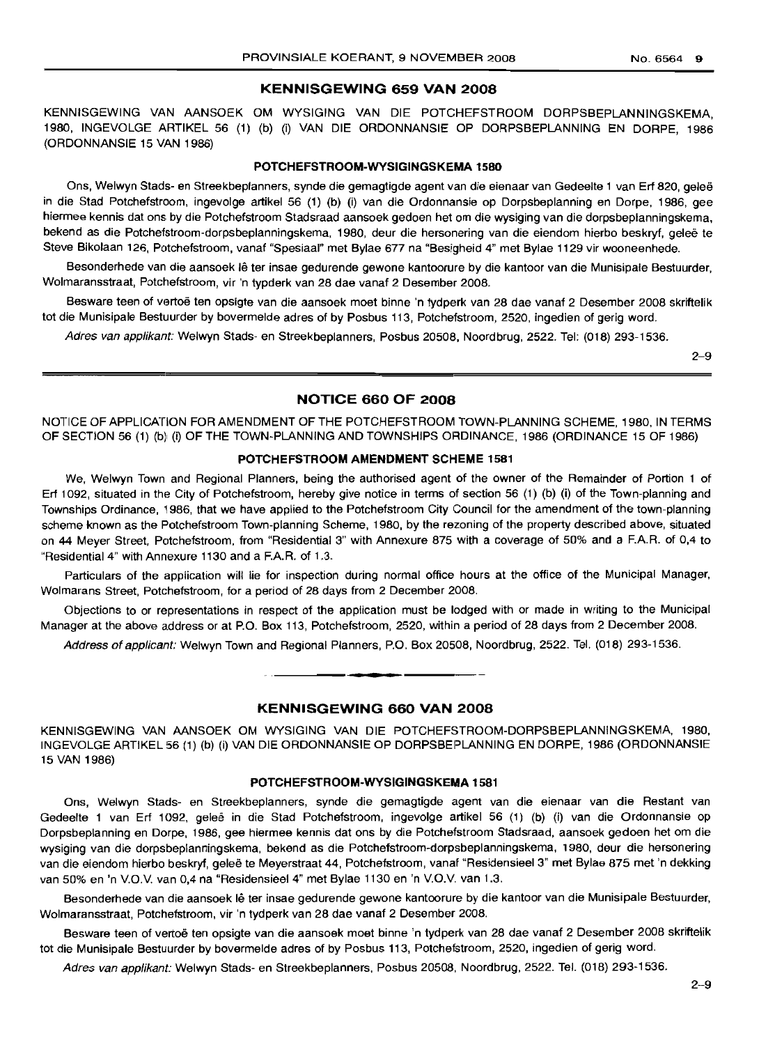## KENNISGEWING 659 VAN 2008

KENNISGEWING VAN AANSOEK OM WYSIGING VAN DIE POTCHEFSTROOM DORPSBEPLANNINGSKEMA, 1980, INGEVOLGE ARTIKEL 56 (1) (b) (i) VAN DIE ORDONNANSIE OP DORPSBEPLANNING EN DORPE, 1986 (ORDONNANSIE 15 VAN 1986)

### POTCHEFSTROOM-WYSIGINGSKEMA 1580

Ons, Welwyn Stads- en Streekbeplanners, synde die gemagtigde agent van die eienaar van Gedeelte 1 van Erf 820, geleë in die Stad Potchefstroom, ingevolge artikel 56 (1) (b) (i) van die Ordonnansie op Dorpsbeplanning en Dorpe, 1986, gee hiermee kennis dat ons by die Potchefstroom Stadsraad aansoek gedoen het om die wysiging van die dorpsbeplanningskema, bekend as die Potchefstroom-dorpsbeplanningskema, 1980, deur die hersonering van die eiendom hierbo beskryf, geleë te Steve Bikolaan 126, Potchefstroom, vanaf "Spesiaal" met Bylae 677 na "Besigheid 4" met Bylae 1129 vir wooneenhede.

Besonderhede van die aansoek lê ter insae gedurende gewone kantoorure by die kantoor van die Munisipale Bestuurder, Wolmaransstraat, Potchefstroom, vir 'n typderk van 28 dae vanaf 2 Desember 2008.

Besware teen of vertoë ten opsigte van die aansoek moet binne 'n tydperk van 28 dae vanaf 2 Desember 2008 skriftelik tot die Munisipale Bestuurder by bovermelde adres of by Posbus 113, Potchefstroom, 2520, ingedien of gerig word.

*Adres van applikant:* Welwyn Stads- en Streekbeplanners, Posbus 20508, Noordbrug, 2522. Tel: (018) 293-1536.

2–9

## NOTICE 660 OF 2008

NOTICE OF APPLICATION FOR AMENDMENT OF THE POTCHEFSTROOM TOWN-PLANNING SCHEME, 1980, IN TERMS OF SECTION 56 (1) (b) (i) OF THE TOWN-PLANNING AND TOWNSHIPS ORDINANCE, 1986 (ORDINANCE 15 OF 1986)

### POTCHEFSTROOM AMENDMENT SCHEME 1581

We, Welwyn Town and Regional Planners, being the authorised agent of the owner of the Remainder of Portion 1 of Erf 1092, situated in the City of Potchefstroom, hereby give notice in terms of section 56 (1) (b) (i) of the Town-planning and Townships Ordinance, 1986, that we have applied to the Potchefstroom City Council for the amendment of the town-planning scheme known as the Potchefstroom Town-planning Scheme, 1980, by the rezoning of the property described above, situated on 44 Meyer Street, Potchefstroom, from "Residential 3" with Annexure 875 with a coverage of 50% and a F.A.R. of 0,4 to "Residential 4" with Annexure 1130 and a F.A.R. of 1.3.

Particulars of the application will lie for inspection during normal office hours at the office of the Municipal Manager, Wolmarans Street, Potchefstroom, for a period of 28 days from 2 December 2008.

Objections to or representations in respect of the application must be lodged with or made in writing to the Municipal Manager at the above address or at P.O. Box 113, Potchefstroom, 2520, within a period of 28 days from 2 December 2008.

*Address of applicant:* Welwyn Town and Regional Planners, P.O. Box 20508, Noordbrug, 2522. Tel. (018) 293-1536.

## KENNISGEWING 660 VAN 2008

KENNISGEWING VAN AANSOEK OM WYSIGING VAN DIE POTCHEFSTROOM-DORPSBEPLANNINGSKEMA, 1980, INGEVOLGE ARTIKEL 56 (1) (b) (i) VAN DIE ORDONNANSIE OP DORPSBEPLANNING EN DORPE, 1986 (ORDONNANSIE 15 VAN 1986)

### POTCHEFSTROOM-WYSIGINGSKEMA 1581

Ons, Welwyn Stads- en Streekbeplanners, synde die gemagtigde agent van die eienaar van die Restant van Gedeelte 1 van Erf 1092, geleë in die Stad Potchefstroom, ingevolge artikel 56 (1) (b) (i) van die Ordonnansie op Dorpsbeplanning en Dorpe, 1986, gee hiermee kennis dat ons by die Potchefstroom Stadsraad, aansoek gedoen het om die wysiging van die dorpsbeplanningskema, bekend as die Potchefstroom-dorpsbeplanningskema, 1980, deur die hersonering van die eiendom hierbo beskryf, geleë te Meyerstraat 44, Potchefstroom, vanaf "Residensieel 3" met Bylae 875 met 'n dekking van 50% en 'n V.O.V. van 0,4 na "Residensieel 4" met Bylae 1130 en 'n V.O.V. van 1.3.

Besonderhede van die aansoek lê ter insae gedurende gewone kantoorure by die kantoor van die Munisipale Bestuurder, Wolmaransstraat, Potchefstroom, vir 'n tydperk van 28 dae vanaf 2 Desember 2008.

Besware teen of vertoë ten opsigte van die aansoek moet binne 'n tydperk van 28 dae vanaf 2 Desember 2008 skriftelik tot die Munisipale Bestuurder by bovermelde adres of by Posbus 113, Potchefstroom, 2520, ingedien of gerig word.

*Adres van applikant:* Welwyn Stads- en Streekbeplanners, Posbus 20508, Noordbrug, 2522. Tel. (018) 293-1536.

2–9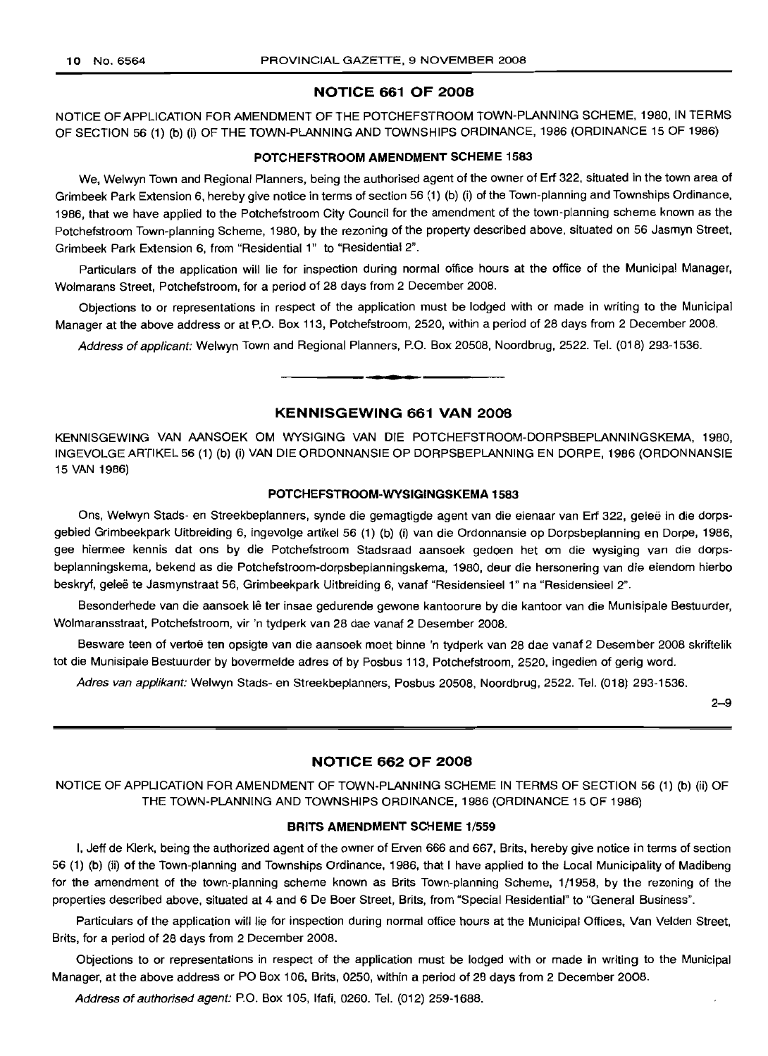## NOTICE 661 OF 2008

NOTICE OF APPLICATION FOR AMENDMENT OF THE POTCHEFSTROOM TOWN-PLANNING SCHEME, 1980, IN TERMS OF SECTION 56 (1) (b) (i) OF THE TOWN-PLANNING AND TOWNSHIPS ORDINANCE, 1986 (ORDINANCE 15 OF 1986)

### POTCHEFSTROOM AMENDMENT SCHEME 1583

We, Welwyn Town and Regional Planners, being the authorised agent of the owner of Erf 322, situated in the town area of Grimbeek Park Extension 6, hereby give notice in terms of section 56 (1) (b) (i) of the Town-planning and Townships Ordinance, 1986, that we have applied to the Potchefstroom City Council for the amendment of the town-planning scheme known as the Potchefstroom Town-planning Scheme, 1980, by the rezoning of the property described above, situated on 56 Jasmyn Street, Grimbeek Park Extension 6, from "Residential 1" to "Residential 2".

Particulars of the application will lie for inspection during normal office hours at the office of the Municipal Manager, Wolmarans Street, Potchefstroom, for a period of 28 days from 2 December 2008.

Objections to or representations in respect of the application must be lodged with or made in writing to the Municipal Manager at the above address or at P.O. Box 113, Potchefstroom, 2520, within a period of 28 days from 2 December 2008.

*Address of applicant:* Welwyn Town and Regional Planners, P.O. Box 20508, Noordbrug, 2522. Tel. (018) 293-1536.

---

## KENNISGEWING 661 VAN 2008

KENNISGEWING VAN AANSOEK OM WYSIGING VAN DIE POTCHEFSTROOM-DORPSBEPLANNINGSKEMA, 1980, INGEVOLGE ARTIKEL 56 (1) (b) (i) VAN DIE ORDONNANSIE OP DORPSBEPLANNING EN DORPE, 1986 (ORDONNANSIE 15 VAN 1986)

### POTCHEFSTROOM-WYSIGINGSKEMA 1583

Ons, Welwyn Stads- en Streekbeplanners, synde die gemagtigde agent van die eienaar van Erf 322, geleë in die dorpsgebied Grimbeekpark Uitbreiding 6, ingevolge artikel 56 (1) (b) (i) van die Ordonnansie op Dorpsbeplanning en Dorpe, 1986, gee hiermee kennis dat ons by die Potchefstroom Stadsraad aansoek gedoen het om die wysiging van die dorpsbeplanningskema, bekend as die Potchefstroom-dorpsbeplanningskema, 1980, deur die hersonering van die eiendom hierbo beskryf, geleë te Jasmynstraat 56, Grimbeekpark Uitbreiding 6, vanaf "Residensieel 1" na "Residensieel 2".

Besonderhede van die aansoek lê ter insae gedurende gewone kantoorure by die kantoor van die Munisipale Bestuurder, Wolmaransstraat, Potchefstroom, vir 'n tydperk van 28 dae vanaf 2 Desember 2008.

Besware teen of vertoë ten opsigte van die aansoek moet binne 'n tydperk van 28 dae vanaf 2 Desember 2008 skriftelik tot die Munisipale Bestuurder by bovermelde adres of by Posbus 113, Potchefstroom, 2520, ingedien of gerig word.

*Adres van applikant:* Welwyn Stads- en Streekbeplanners, Posbus 20508, Noordbrug, 2522. Tel. (018) 293-1536.

2–9

---

## NOTICE 662 OF 2008

NOTICE OF APPLICATION FOR AMENDMENT OF TOWN-PLANNING SCHEME IN TERMS OF SECTION 56 (1) (b) (ii) OF THE TOWN-PLANNING AND TOWNSHIPS ORDINANCE, 1986 (ORDINANCE 15 OF 1986)

### BRITS AMENDMENT SCHEME 1/559

I, Jeff de Klerk, being the authorized agent of the owner of Erven 666 and 667, Brits, hereby give notice in terms of section 56 (1) (b) (ii) of the Town-planning and Townships Ordinance, 1986, that I have applied to the Local Municipality of Madibeng for the amendment of the town-planning scheme known as Brits Town-planning Scheme, 1/1958, by the rezoning of the properties described above, situated at 4 and 6 De Boer Street, Brits, from "Special Residential" to "General Business".

Particulars of the application will lie for inspection during normal office hours at the Municipal Offices, Van Velden Street, Brits, for a period of 28 days from 2 December 2008.

Objections to or representations in respect of the application must be lodged with or made in writing to the Municipal Manager, at the above address or PO Box 106, Brits, 0250, within a period of 28 days from 2 December 2008.

*Address of authorised agent:* P.O. Box 105, Ifafi, 0260. Tel. (012) 259-1688.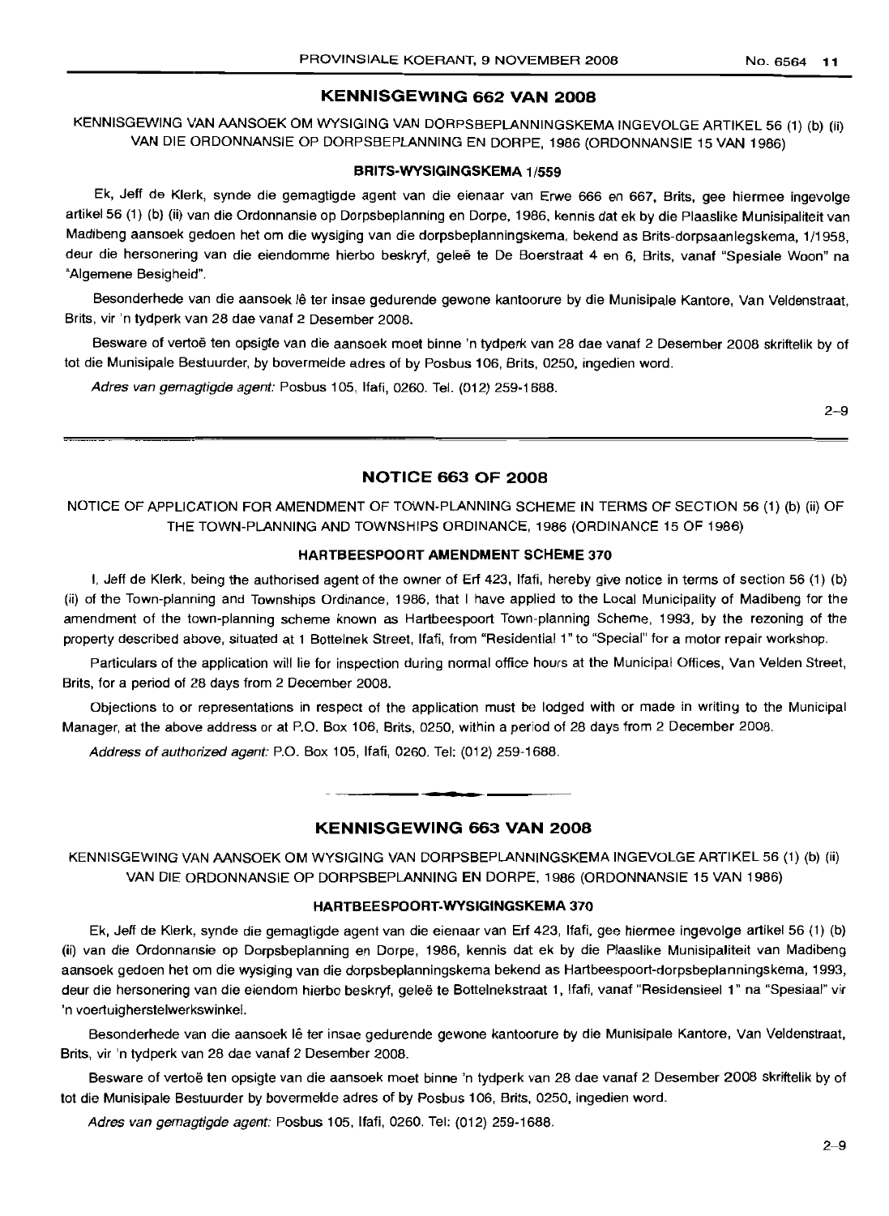## KENNISGEWING 662 VAN 2008

KENNISGEWING VAN AANSOEK OM WYSIGING VAN DORPSBEPLANNINGSKEMA INGEVOLGE ARTIKEL 56 (1) (b) (ii) VAN DIE ORDONNANSIE OP DORPSBEPLANNING EN DORPE, 1986 (ORDONNANSIE 15 VAN 1986)

### BRITS-WYSIGINGSKEMA 1/559

Ek, Jeff de Klerk, synde die gemagtigde agent van die eienaar van Erwe 666 en 667, Brits, gee hiermee ingevolge artikel 56 (1) (b) (ii) van die Ordonnansie op Dorpsbeplanning en Dorpe, 1986, kennis dat ek by die Plaaslike Munisipaliteit van Madibeng aansoek gedoen het om die wysiging van die dorpsbeplanningskema, bekend as Brits-dorpsaanlegskema, 1/1958, deur die hersonering van die eiendomme hierbo beskryf, geleë te De Boerstraat 4 en 6, Brits, vanaf "Spesiale Woon" na "Algemene Besigheid".

Besonderhede van die aansoek lê ter insae gedurende gewone kantoorure by die Munisipale Kantore, Van Veldenstraat, Brits, vir 'n tydperk van 28 dae vanaf 2 Desember 2008.

Besware of vertoë ten opsigte van die aansoek moet binne 'n tydperk van 28 dae vanaf 2 Desember 2008 skriftelik by of tot die Munisipale Bestuurder, by bovermelde adres of by Posbus 106, Brits, 0250, ingedien word.

*Adres van gemagtigde agent:* Posbus 105, Ifafi, 0260. Tel. (012) 259-1688.

2–9

## NOTICE 663 OF 2008

NOTICE OF APPLICATION FOR AMENDMENT OF TOWN-PLANNING SCHEME IN TERMS OF SECTION 56 (1) (b) (ii) OF THE TOWN-PLANNING AND TOWNSHIPS ORDINANCE, 1986 (ORDINANCE 15 OF 1986)

### HARTBEESPOORT AMENDMENT SCHEME 370

I, Jeff de Klerk, being the authorised agent of the owner of Erf 423, Ifafi, hereby give notice in terms of section 56 (1) (b) (ii) of the Town-planning and Townships Ordinance, 1986, that I have applied to the Local Municipality of Madibeng for the amendment of the town-planning scheme known as Hartbeespoort Town-planning Scheme, 1993, by the rezoning of the property described above, situated at 1 Bottelnek Street, Ifafi, from "Residential 1" to "Special" for a motor repair workshop.

Particulars of the application will lie for inspection during normal office hours at the Municipal Offices, Van Velden Street, Brits, for a period of 28 days from 2 December 2008.

Objections to or representations in respect of the application must be lodged with or made in writing to the Municipal Manager, at the above address or at P.O. Box 106, Brits, 0250, within a period of 28 days from 2 December 2008.

*Address of authorized agent:* P.O. Box 105, Ifafi, 0260. Tel: (012) 259-1688.

## KENNISGEWING 663 VAN 2008

KENNISGEWING VAN AANSOEK OM WYSIGING VAN DORPSBEPLANNINGSKEMA INGEVOLGE ARTIKEL 56 (1) (b) (ii) VAN DIE ORDONNANSIE OP DORPSBEPLANNING EN DORPE, 1986 (ORDONNANSIE 15 VAN 1986)

### HARTBEESPOORT-WYSIGINGSKEMA 370

Ek, Jeff de Klerk, synde die gemagtigde agent van die eienaar van Erf 423, Ifafi, gee hiermee ingevolge artikel 56 (1) (b) (ii) van die Ordonnansie op Dorpsbeplanning en Dorpe, 1986, kennis dat ek by die Plaaslike Munisipaliteit van Madibeng aansoek gedoen het om die wysiging van die dorpsbeplanningskema bekend as Hartbeespoort-dorpsbeplanningskema, 1993, deur die hersonering van die eiendom hierbo beskryf, geleë te Bottelnekstraat 1, Ifafi, vanaf "Residensieel 1" na "Spesiaal" vir 'n voertuigherstelwerkswinkel.

Besonderhede van die aansoek lê ter insae gedurende gewone kantoorure by die Munisipale Kantore, Van Veldenstraat, Brits, vir 'n tydperk van 28 dae vanaf 2 Desember 2008.

Besware of vertoë ten opsigte van die aansoek moet binne 'n tydperk van 28 dae vanaf 2 Desember 2008 skriftelik by of tot die Munisipale Bestuurder by bovermelde adres of by Posbus 106, Brits, 0250, ingedien word.

*Adres van gemagtigde agent:* Posbus 105, Ifafi, 0260. Tel: (012) 259-1688.

2–9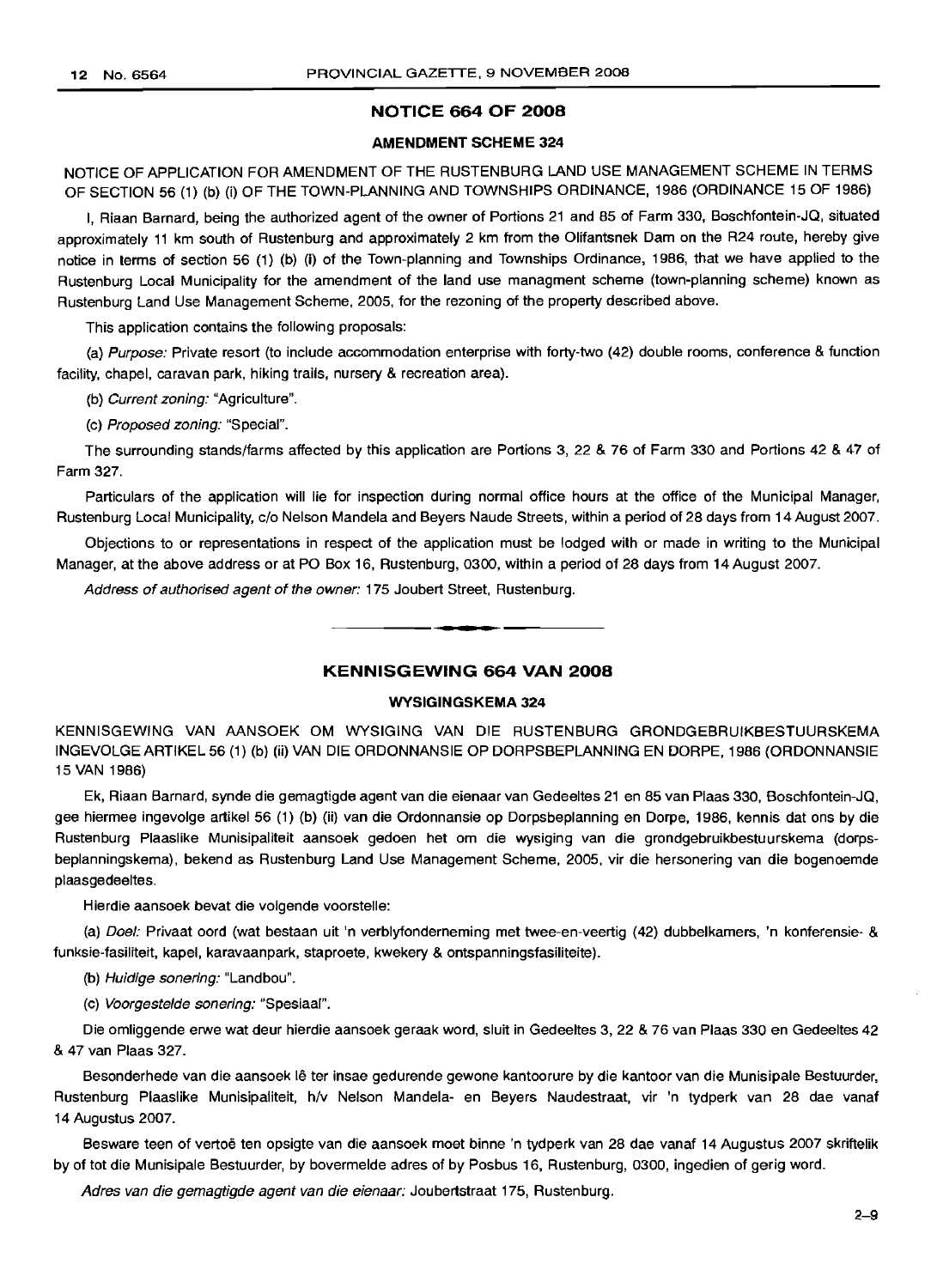## NOTICE 664 OF 2008

### AMENDMENT SCHEME 324

NOTICE OF APPLICATION FOR AMENDMENT OF THE RUSTENBURG LAND USE MANAGEMENT SCHEME IN TERMS OF SECTION 56 (1) (b) (i) OF THE TOWN-PLANNING AND TOWNSHIPS ORDINANCE, 1986 (ORDINANCE 15 OF 1986)

I, Riaan Barnard, being the authorized agent of the owner of Portions 21 and 85 of Farm 330, Boschfontein-JQ, situated approximately 11 km south of Rustenburg and approximately 2 km from the Olifantsnek Dam on the R24 route, hereby give notice in terms of section 56 (1) (b) (i) of the Town-planning and Townships Ordinance, 1986, that we have applied to the Rustenburg Local Municipality for the amendment of the land use managment scheme (town-planning scheme) known as Rustenburg Land Use Management Scheme, 2005, for the rezoning of the property described above.

This application contains the following proposals:

(a) *Purpose:* Private resort (to include accommodation enterprise with forty-two (42) double rooms, conference & function facility, chapel, caravan park, hiking trails, nursery & recreation area).

(b) *Current zoning:* "Agriculture".

(c) *Proposed zoning:* "Special".

The surrounding stands/farms affected by this application are Portions 3, 22 & 76 of Farm 330 and Portions 42 & 47 of Farm 327.

Particulars of the application will lie for inspection during normal office hours at the office of the Municipal Manager, Rustenburg Local Municipality, c/o Nelson Mandela and Beyers Naude Streets, within a period of 28 days from 14 August 2007.

Objections to or representations in respect of the application must be lodged with or made in writing to the Municipal Manager, at the above address or at PO Box 16, Rustenburg, 0300, within a period of 28 days from 14 August 2007.

*Address of authorised agent of the owner:* 175 Joubert Street, Rustenburg.

---

## KENNISGEWING 664 VAN 2008

### WYSIGINGSKEMA 324

KENNISGEWING VAN AANSOEK OM WYSIGING VAN DIE RUSTENBURG GRONDGEBRUIKBESTUURSKEMA INGEVOLGE ARTIKEL 56 (1) (b) (ii) VAN DIE ORDONNANSIE OP DORPSBEPLANNING EN DORPE, 1986 (ORDONNANSIE 15 VAN 1986)

Ek, Riaan Barnard, synde die gemagtigde agent van die eienaar van Gedeeltes 21 en 85 van Plaas 330, Boschfontein-JQ, gee hiermee ingevolge artikel 56 (1) (b) (ii) van die Ordonnansie op Dorpsbeplanning en Dorpe, 1986, kennis dat ons by die Rustenburg Plaaslike Munisipaliteit aansoek gedoen het om die wysiging van die grondgebruikbestuurskema (dorpsbeplanningskema), bekend as Rustenburg Land Use Management Scheme, 2005, vir die hersonering van die bogenoemde plaasgedeeltes.

Hierdie aansoek bevat die volgende voorstelle:

(a) *Doel:* Privaat oord (wat bestaan uit 'n verblyfonderneming met twee-en-veertig (42) dubbelkamers, 'n konferensie- & funksie-fasiliteit, kapel, karavaanpark, staproete, kwekery & ontspanningsfasiliteite).

(b) *Huidige sonering:* "Landbou".

(c) *Voorgestelde sonering:* "Spesiaal".

Die omliggende erwe wat deur hierdie aansoek geraak word, sluit in Gedeeltes 3, 22 & 76 van Plaas 330 en Gedeeltes 42 & 47 van Plaas 327.

Besonderhede van die aansoek lê ter insae gedurende gewone kantoorure by die kantoor van die Munisipale Bestuurder, Rustenburg Plaaslike Munisipaliteit, h/v Nelson Mandela- en Beyers Naudestraat, vir 'n tydperk van 28 dae vanaf 14 Augustus 2007.

Besware teen of vertoë ten opsigte van die aansoek moet binne 'n tydperk van 28 dae vanaf 14 Augustus 2007 skriftelik by of tot die Munisipale Bestuurder, by bovermelde adres of by Posbus 16, Rustenburg, 0300, ingedien of gerig word.

*Adres van die gemagtigde agent van die eienaar:* Joubertstraat 175, Rustenburg.

2–9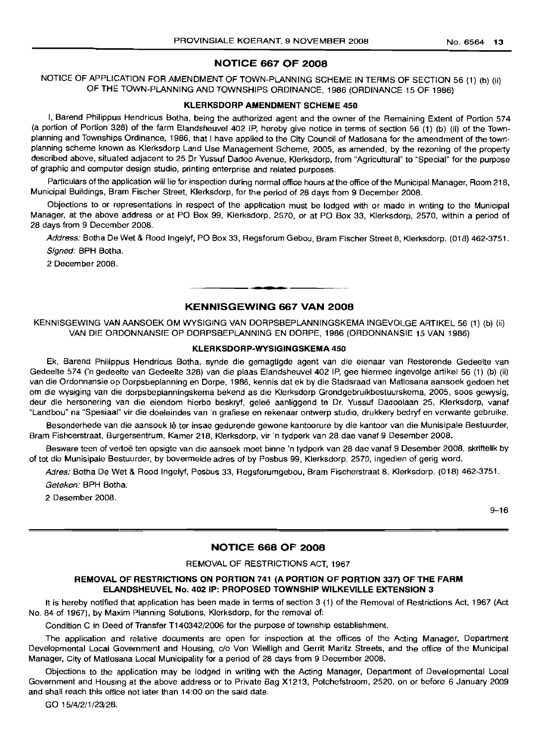## NOTICE 667 OF 2008

NOTICE OF APPLICATION FOR AMENDMENT OF TOWN-PLANNING SCHEME IN TERMS OF SECTION 56 (1) (b) (ii) OF THE TOWN-PLANNING AND TOWNSHIPS ORDINANCE, 1986 (ORDINANCE 15 OF 1986)

### KLERKSDORP AMENDMENT SCHEME 450

I, Barend Philippus Hendricus Botha, being the authorized agent and the owner of the Remaining Extent of Portion 574 (a portion of Portion 328) of the farm Elandsheuvel 402 IP, hereby give notice in terms of section 56 (1) (b) (ii) of the Town-planning and Townships Ordinance, 1986, that I have applied to the City Council of Matlosana for the amendment of the town-planning scheme known as Klerksdorp Land Use Management Scheme, 2005, as amended, by the rezoning of the property described above, situated adjacent to 25 Dr Yussuf Dadoo Avenue, Klerksdorp, from "Agricultural" to "Special" for the purpose of graphic and computer design studio, printing enterprise and related purposes.

Particulars of the application will lie for inspection during normal office hours at the office of the Municipal Manager, Room 218, Municipal Buildings, Bram Fischer Street, Klerksdorp, for the period of 28 days from 9 December 2008.

Objections to or representations in respect of the application must be lodged with or made in writing to the Municipal Manager, at the above address or at PO Box 99, Klerksdorp, 2570, or at PO Box 33, Klerksdorp, 2570, within a period of 28 days from 9 December 2008.

*Address:* Botha De Wet & Rood Ingelyf, PO Box 33, Regsforum Gebou, Bram Fischer Street 8, Klerksdorp. (018) 462-3751.

*Signed:* BPH Botha.

2 December 2008.

---

## KENNISGEWING 667 VAN 2008

KENNISGEWING VAN AANSOEK OM WYSIGING VAN DORPSBEPLANNINGSKEMA INGEVOLGE ARTIKEL 56 (1) (b) (ii) VAN DIE ORDONNANSIE OP DORPSBEPLANNING EN DORPE, 1986 (ORDONNANSIE 15 VAN 1986)

### KLERKSDORP-WYSIGINGSKEMA 450

Ek, Barend Philippus Hendricus Botha, synde die gemagtigde agent van die eienaar van Resterende Gedeelte van Gedeelte 574 ('n gedeelte van Gedeelte 328) van die plaas Elandsheuvel 402 IP, gee hiermee ingevolge artikel 56 (1) (b) (ii) van die Ordonnansie op Dorpsbeplanning en Dorpe, 1986, kennis dat ek by die Stadsraad van Matlosana aansoek gedoen het om die wysiging van die dorpsbeplanningskema bekend as die Klerksdorp Grondgebruikbestuurskema, 2005, soos gewysig, deur die hersonering van die eiendom hierbo beskryf, geleë aanliggend te Dr. Yussuf Dadoolaan 25, Klerksdorp, vanaf "Landbou" na "Spesiaal" vir die doeleindes van 'n grafiese en rekenaar ontwerp studio, drukkery bedryf en verwante gebruike.

Besonderhede van die aansoek lê ter insae gedurende gewone kantoorure by die kantoor van die Munisipale Bestuurder, Bram Fishcerstraat, Burgersentrum, Kamer 218, Klerksdorp, vir 'n tydperk van 28 dae vanaf 9 Desember 2008.

Besware teen of vertoë ten opsigte van die aansoek moet binne 'n tydperk van 28 dae vanaf 9 Desember 2008, skriftelik by of tot die Munisipale Bestuurder, by bovermelde adres of by Posbus 99, Klerksdorp, 2570, ingedien of gerig word.

*Adres:* Botha De Wet & Rood Ingelyf, Posbus 33, Regsforumgebou, Bram Fischerstraat 8, Klerksdorp. (018) 462-3751.

*Geteken:* BPH Botha.

2 Desember 2008.

9–16

---

## NOTICE 668 OF 2008

REMOVAL OF RESTRICTIONS ACT, 1967

### REMOVAL OF RESTRICTIONS ON PORTION 741 (A PORTION OF PORTION 337) OF THE FARM ELANDSHEUVEL No. 402 IP: PROPOSED TOWNSHIP WILKEVILLE EXTENSION 3

It is hereby notified that application has been made in terms of section 3 (1) of the Removal of Restrictions Act, 1967 (Act No. 84 of 1967), by Maxim Planning Solutions, Klerksdorp, for the removal of:

Condition C in Deed of Transfer T140342/2006 for the purpose of township establishment.

The application and relative documents are open for inspection at the offices of the Acting Manager, Department Developmental Local Government and Housing, c/o Von Wielligh and Gerrit Maritz Streets, and the office of the Municipal Manager, City of Matlosana Local Municipality for a period of 28 days from 9 December 2008.

Objections to the application may be lodged in writing with the Acting Manager, Department of Developmental Local Government and Housing at the above address or to Private Bag X1213, Potchefstroom, 2520, on or before 6 January 2009 and shall reach this office not later than 14:00 on the said date.

GO 15/4/2/1/23/28.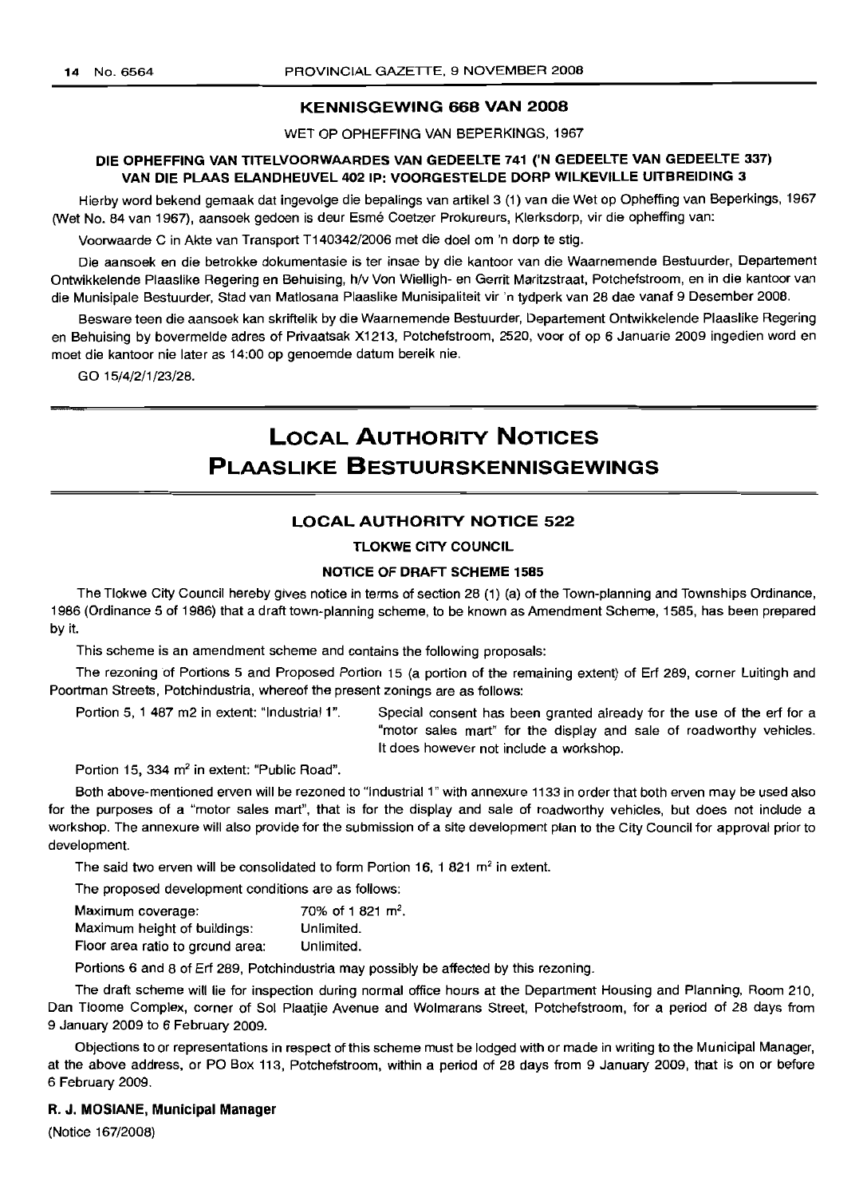## KENNISGEWING 668 VAN 2008

WET OP OPHEFFING VAN BEPERKINGS, 1967

### DIE OPHEFFING VAN TITELVOORWAARDES VAN GEDEELTE 741 ('N GEDEELTE VAN GEDEELTE 337) VAN DIE PLAAS ELANDHEUVEL 402 IP: VOORGESTELDE DORP WILKEVILLE UITBREIDING 3

Hierby word bekend gemaak dat ingevolge die bepalings van artikel 3 (1) van die Wet op Opheffing van Beperkings, 1967 (Wet No. 84 van 1967), aansoek gedoen is deur Esmé Coetzer Prokureurs, Klerksdorp, vir die opheffing van:

Voorwaarde C in Akte van Transport T140342/2006 met die doel om 'n dorp te stig.

Die aansoek en die betrokke dokumentasie is ter insae by die kantoor van die Waarnemende Bestuurder, Departement Ontwikkelende Plaaslike Regering en Behuising, h/v Von Wielligh- en Gerrit Maritzstraat, Potchefstroom, en in die kantoor van die Munisipale Bestuurder, Stad van Matlosana Plaaslike Munisipaliteit vir 'n tydperk van 28 dae vanaf 9 Desember 2008.

Besware teen die aansoek kan skriftelik by die Waarnemende Bestuurder, Departement Ontwikkelende Plaaslike Regering en Behuising by bovermelde adres of Privaatsak X1213, Potchefstroom, 2520, voor of op 6 Januarie 2009 ingedien word en moet die kantoor nie later as 14:00 op genoemde datum bereik nie.

GO 15/4/2/1/23/28.

# LOCAL AUTHORITY NOTICES
# PLAASLIKE BESTUURSKENNISGEWINGS

## LOCAL AUTHORITY NOTICE 522

**TLOKWE CITY COUNCIL**

**NOTICE OF DRAFT SCHEME 1585**

The Tlokwe City Council hereby gives notice in terms of section 28 (1) (a) of the Town-planning and Townships Ordinance, 1986 (Ordinance 5 of 1986) that a draft town-planning scheme, to be known as Amendment Scheme, 1585, has been prepared by it.

This scheme is an amendment scheme and contains the following proposals:

The rezoning of Portions 5 and Proposed Portion 15 (a portion of the remaining extent) of Erf 289, corner Luitingh and Poortman Streets, Potchindustria, whereof the present zonings are as follows:

Portion 5, 1 487 m2 in extent: "Industrial 1". Special consent has been granted already for the use of the erf for a "motor sales mart" for the display and sale of roadworthy vehicles. It does however not include a workshop.

Portion 15, 334 m² in extent: "Public Road".

Both above-mentioned erven will be rezoned to "Industrial 1" with annexure 1133 in order that both erven may be used also for the purposes of a "motor sales mart", that is for the display and sale of roadworthy vehicles, but does not include a workshop. The annexure will also provide for the submission of a site development plan to the City Council for approval prior to development.

The said two erven will be consolidated to form Portion 16, 1 821 m² in extent.

The proposed development conditions are as follows:

| | |
|---|---|
| Maximum coverage: | 70% of 1 821 m². |
| Maximum height of buildings: | Unlimited. |
| Floor area ratio to ground area: | Unlimited. |

Portions 6 and 8 of Erf 289, Potchindustria may possibly be affected by this rezoning.

The draft scheme will lie for inspection during normal office hours at the Department Housing and Planning, Room 210, Dan Tloome Complex, corner of Sol Plaatjie Avenue and Wolmarans Street, Potchefstroom, for a period of 28 days from 9 January 2009 to 6 February 2009.

Objections to or representations in respect of this scheme must be lodged with or made in writing to the Municipal Manager, at the above address, or PO Box 113, Potchefstroom, within a period of 28 days from 9 January 2009, that is on or before 6 February 2009.

**R. J. MOSIANE, Municipal Manager**

(Notice 167/2008)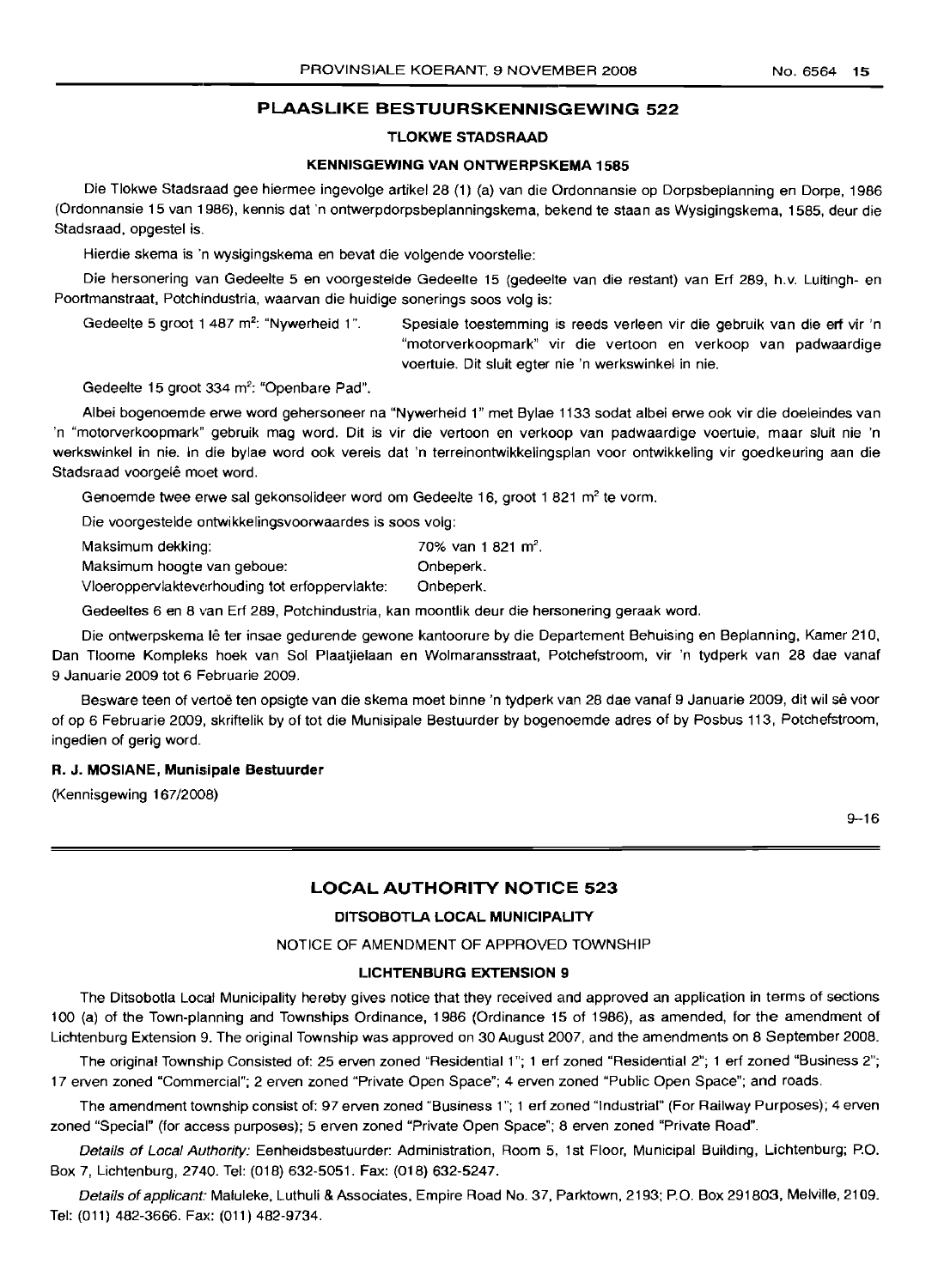## PLAASLIKE BESTUURSKENNISGEWING 522

### TLOKWE STADSRAAD

#### KENNISGEWING VAN ONTWERPSKEMA 1585

Die Tlokwe Stadsraad gee hiermee ingevolge artikel 28 (1) (a) van die Ordonnansie op Dorpsbeplanning en Dorpe, 1986 (Ordonnansie 15 van 1986), kennis dat 'n ontwerpdorpsbeplanningskema, bekend te staan as Wysigingskema, 1585, deur die Stadsraad, opgestel is.

Hierdie skema is 'n wysigingskema en bevat die volgende voorstelle:

Die hersonering van Gedeelte 5 en voorgestelde Gedeelte 15 (gedeelte van die restant) van Erf 289, h.v. Luitingh- en Poortmanstraat, Potchindustria, waarvan die huidige sonerings soos volg is:

Gedeelte 5 groot 1 487 m²: "Nywerheid 1". Spesiale toestemming is reeds verleen vir die gebruik van die erf vir 'n "motorverkoopmark" vir die vertoon en verkoop van padwaardige voertuie. Dit sluit egter nie 'n werkswinkel in nie.

Gedeelte 15 groot 334 m²: "Openbare Pad".

Albei bogenoemde erwe word gehersoneer na "Nywerheid 1" met Bylae 1133 sodat albei erwe ook vir die doeleindes van 'n "motorverkoopmark" gebruik mag word. Dit is vir die vertoon en verkoop van padwaardige voertuie, maar sluit nie 'n werkswinkel in nie. In die bylae word ook vereis dat 'n terreinontwikkelingsplan voor ontwikkeling vir goedkeuring aan die Stadsraad voorgelê moet word.

Genoemde twee erwe sal gekonsolideer word om Gedeelte 16, groot 1 821 m² te vorm.

Die voorgestelde ontwikkelingsvoorwaardes is soos volg:

| | |
|---|---|
| Maksimum dekking: | 70% van 1 821 m². |
| Maksimum hoogte van geboue: | Onbeperk. |
| Vloeroppervlakteverhouding tot erfoppervlakte: | Onbeperk. |

Gedeeltes 6 en 8 van Erf 289, Potchindustria, kan moontlik deur die hersonering geraak word.

Die ontwerpskema lê ter insae gedurende gewone kantoorure by die Departement Behuising en Beplanning, Kamer 210, Dan Tloome Kompleks hoek van Sol Plaatjielaan en Wolmaransstraat, Potchefstroom, vir 'n tydperk van 28 dae vanaf 9 Januarie 2009 tot 6 Februarie 2009.

Besware teen of vertoë ten opsigte van die skema moet binne 'n tydperk van 28 dae vanaf 9 Januarie 2009, dit wil sê voor of op 6 Februarie 2009, skriftelik by of tot die Munisipale Bestuurder by bogenoemde adres of by Posbus 113, Potchefstroom, ingedien of gerig word.

**R. J. MOSIANE, Munisipale Bestuurder**

(Kennisgewing 167/2008)

9–16

## LOCAL AUTHORITY NOTICE 523

### DITSOBOTLA LOCAL MUNICIPALITY

NOTICE OF AMENDMENT OF APPROVED TOWNSHIP

#### LICHTENBURG EXTENSION 9

The Ditsobotla Local Municipality hereby gives notice that they received and approved an application in terms of sections 100 (a) of the Town-planning and Townships Ordinance, 1986 (Ordinance 15 of 1986), as amended, for the amendment of Lichtenburg Extension 9. The original Township was approved on 30 August 2007, and the amendments on 8 September 2008.

The original Township Consisted of: 25 erven zoned "Residential 1"; 1 erf zoned "Residential 2"; 1 erf zoned "Business 2"; 17 erven zoned "Commercial"; 2 erven zoned "Private Open Space"; 4 erven zoned "Public Open Space"; and roads.

The amendment township consist of: 97 erven zoned "Business 1"; 1 erf zoned "Industrial" (For Railway Purposes); 4 erven zoned "Special" (for access purposes); 5 erven zoned "Private Open Space"; 8 erven zoned "Private Road".

*Details of Local Authority:* Eenheidsbestuurder: Administration, Room 5, 1st Floor, Municipal Building, Lichtenburg; P.O. Box 7, Lichtenburg, 2740. Tel: (018) 632-5051. Fax: (018) 632-5247.

*Details of applicant:* Maluleke, Luthuli & Associates, Empire Road No. 37, Parktown, 2193; P.O. Box 291803, Melville, 2109. Tel: (011) 482-3666. Fax: (011) 482-9734.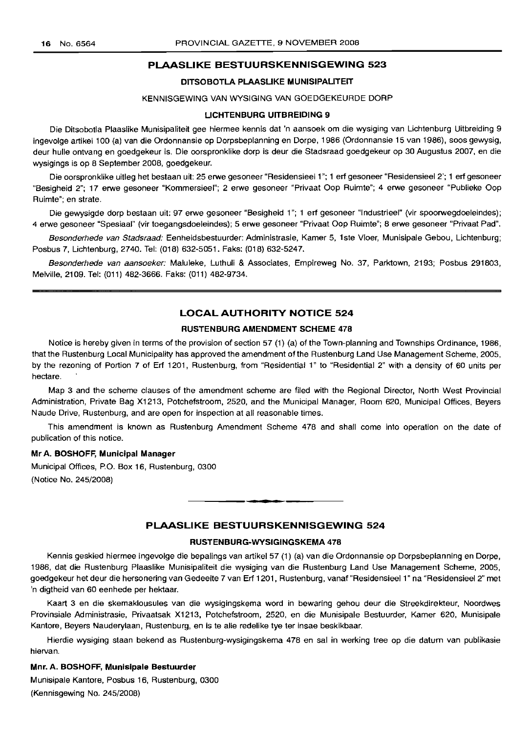## PLAASLIKE BESTUURSKENNISGEWING 523

### DITSOBOTLA PLAASLIKE MUNISIPALITEIT

KENNISGEWING VAN WYSIGING VAN GOEDGEKEURDE DORP

#### LICHTENBURG UITBREIDING 9

Die Ditsobotla Plaaslike Munisipaliteit gee hiermee kennis dat 'n aansoek om die wysiging van Lichtenburg Uitbreiding 9 ingevolge artikel 100 (a) van die Ordonnansie op Dorpsbeplanning en Dorpe, 1986 (Ordonnansie 15 van 1986), soos gewysig, deur hulle ontvang en goedgekeur is. Die oorspronklike dorp is deur die Stadsraad goedgekeur op 30 Augustus 2007, en die wysigings is op 8 September 2008, goedgekeur.

Die oorspronklike uitleg het bestaan uit: 25 erwe gesoneer "Residensieel 1"; 1 erf gesoneer "Residensieel 2'; 1 erf gesoneer "Besigheid 2"; 17 erwe gesoneer "Kommersieel"; 2 erwe gesoneer "Privaat Oop Ruimte"; 4 erwe gesoneer "Publieke Oop Ruimte"; en strate.

Die gewysigde dorp bestaan uit: 97 erwe gesoneer "Besigheid 1"; 1 erf gesoneer "Industrieel" (vir spoorwegdoeleindes); 4 erwe gesoneer "Spesiaal" (vir toegangsdoeleindes); 5 erwe gesoneer "Privaat Oop Ruimte"; 8 erwe gesoneer "Privaat Pad".

*Besonderhede van Stadsraad:* Eenheidsbestuurder: Administrasie, Kamer 5, 1ste Vloer, Munisipale Gebou, Lichtenburg; Posbus 7, Lichtenburg, 2740. Tel: (018) 632-5051. Faks: (018) 632-5247.

*Besonderhede van aansoeker:* Maluleke, Luthuli & Associates, Empireweg No. 37, Parktown, 2193; Posbus 291803, Melville, 2109. Tel: (011) 482-3666. Faks: (011) 482-9734.

---

## LOCAL AUTHORITY NOTICE 524

### RUSTENBURG AMENDMENT SCHEME 478

Notice is hereby given in terms of the provision of section 57 (1) (a) of the Town-planning and Townships Ordinance, 1986, that the Rustenburg Local Municipality has approved the amendment of the Rustenburg Land Use Management Scheme, 2005, by the rezoning of Portion 7 of Erf 1201, Rustenburg, from "Residential 1" to "Residential 2" with a density of 60 units per hectare.

Map 3 and the scheme clauses of the amendment scheme are filed with the Regional Director, North West Provincial Administration, Private Bag X1213, Potchefstroom, 2520, and the Municipal Manager, Room 620, Municipal Offices, Beyers Naude Drive, Rustenburg, and are open for inspection at all reasonable times.

This amendment is known as Rustenburg Amendment Scheme 478 and shall come into operation on the date of publication of this notice.

**Mr A. BOSHOFF, Municipal Manager**

Municipal Offices, P.O. Box 16, Rustenburg, 0300
(Notice No. 245/2008)

---

## PLAASLIKE BESTUURSKENNISGEWING 524

### RUSTENBURG-WYSIGINGSKEMA 478

Kennis geskied hiermee ingevolge die bepalings van artikel 57 (1) (a) van die Ordonnansie op Dorpsbeplanning en Dorpe, 1986, dat die Rustenburg Plaaslike Munisipaliteit die wysiging van die Rustenburg Land Use Management Scheme, 2005, goedgekeur het deur die hersonering van Gedeelte 7 van Erf 1201, Rustenburg, vanaf "Residensieel 1" na "Residensieel 2" met 'n digtheid van 60 eenhede per hektaar.

Kaart 3 en die skemaklousules van die wysigingskema word in bewaring gehou deur die Streekdirekteur, Noordwes Provinsiale Administrasie, Privaatsak X1213, Potchefstroom, 2520, en die Munisipale Bestuurder, Kamer 620, Munisipale Kantore, Beyers Nauderylaan, Rustenburg, en is te alle redelike tye ter insae beskikbaar.

Hierdie wysiging staan bekend as Rustenburg-wysigingskema 478 en sal in werking tree op die datum van publikasie hiervan.

**Mnr. A. BOSHOFF, Munisipale Bestuurder**

Munisipale Kantore, Posbus 16, Rustenburg, 0300
(Kennisgewing No. 245/2008)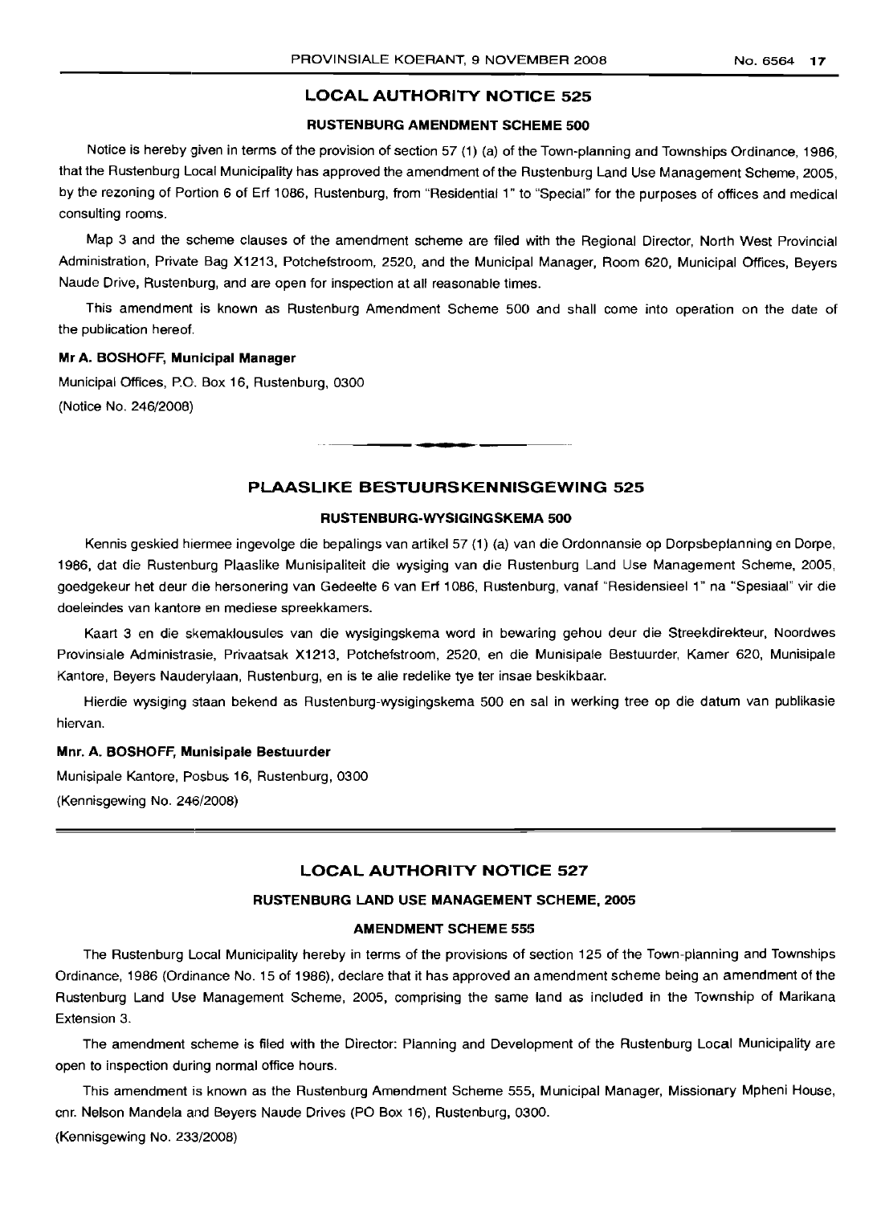## LOCAL AUTHORITY NOTICE 525

### RUSTENBURG AMENDMENT SCHEME 500

Notice is hereby given in terms of the provision of section 57 (1) (a) of the Town-planning and Townships Ordinance, 1986, that the Rustenburg Local Municipality has approved the amendment of the Rustenburg Land Use Management Scheme, 2005, by the rezoning of Portion 6 of Erf 1086, Rustenburg, from "Residential 1" to "Special" for the purposes of offices and medical consulting rooms.

Map 3 and the scheme clauses of the amendment scheme are filed with the Regional Director, North West Provincial Administration, Private Bag X1213, Potchefstroom, 2520, and the Municipal Manager, Room 620, Municipal Offices, Beyers Naude Drive, Rustenburg, and are open for inspection at all reasonable times.

This amendment is known as Rustenburg Amendment Scheme 500 and shall come into operation on the date of the publication hereof.

**Mr A. BOSHOFF, Municipal Manager**

Municipal Offices, P.O. Box 16, Rustenburg, 0300

(Notice No. 246/2008)

---

## PLAASLIKE BESTUURSKENNISGEWING 525

### RUSTENBURG-WYSIGINGSKEMA 500

Kennis geskied hiermee ingevolge die bepalings van artikel 57 (1) (a) van die Ordonnansie op Dorpsbeplanning en Dorpe, 1986, dat die Rustenburg Plaaslike Munisipaliteit die wysiging van die Rustenburg Land Use Management Scheme, 2005, goedgekeur het deur die hersonering van Gedeelte 6 van Erf 1086, Rustenburg, vanaf "Residensieel 1" na "Spesiaal" vir die doeleindes van kantore en mediese spreekkamers.

Kaart 3 en die skemaklousules van die wysigingskema word in bewaring gehou deur die Streekdirekteur, Noordwes Provinsiale Administrasie, Privaatsak X1213, Potchefstroom, 2520, en die Munisipale Bestuurder, Kamer 620, Munisipale Kantore, Beyers Nauderylaan, Rustenburg, en is te alle redelike tye ter insae beskikbaar.

Hierdie wysiging staan bekend as Rustenburg-wysigingskema 500 en sal in werking tree op die datum van publikasie hiervan.

**Mnr. A. BOSHOFF, Munisipale Bestuurder**

Munisipale Kantore, Posbus 16, Rustenburg, 0300

(Kennisgewing No. 246/2008)

---

## LOCAL AUTHORITY NOTICE 527

### RUSTENBURG LAND USE MANAGEMENT SCHEME, 2005

### AMENDMENT SCHEME 555

The Rustenburg Local Municipality hereby in terms of the provisions of section 125 of the Town-planning and Townships Ordinance, 1986 (Ordinance No. 15 of 1986), declare that it has approved an amendment scheme being an amendment of the Rustenburg Land Use Management Scheme, 2005, comprising the same land as included in the Township of Marikana Extension 3.

The amendment scheme is filed with the Director: Planning and Development of the Rustenburg Local Municipality are open to inspection during normal office hours.

This amendment is known as the Rustenburg Amendment Scheme 555, Municipal Manager, Missionary Mpheni House, cnr. Nelson Mandela and Beyers Naude Drives (PO Box 16), Rustenburg, 0300.

(Kennisgewing No. 233/2008)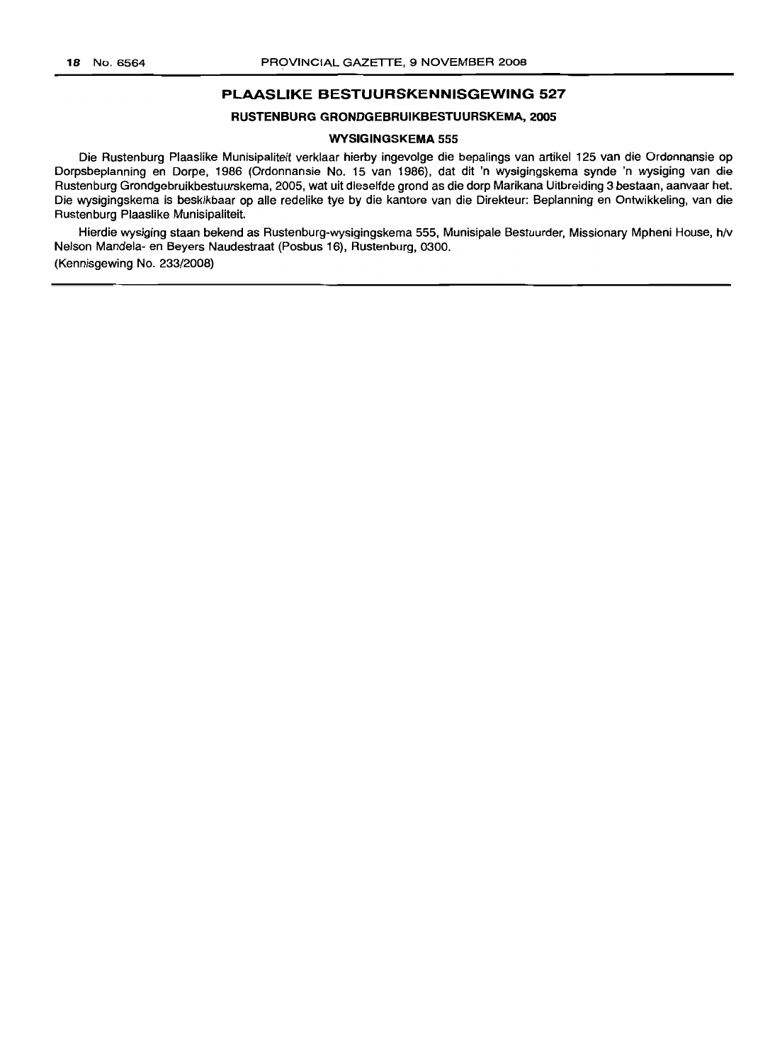## PLAASLIKE BESTUURSKENNISGEWING 527

### RUSTENBURG GRONDGEBRUIKBESTUURSKEMA, 2005

### WYSIGINGSKEMA 555

Die Rustenburg Plaaslike Munisipaliteit verklaar hierby ingevolge die bepalings van artikel 125 van die Ordonnansie op Dorpsbeplanning en Dorpe, 1986 (Ordonnansie No. 15 van 1986), dat dit 'n wysigingskema synde 'n wysiging van die Rustenburg Grondgebruikbestuurskema, 2005, wat uit dieselfde grond as die dorp Marikana Uitbreiding 3 bestaan, aanvaar het. Die wysigingskema is beskikbaar op alle redelike tye by die kantore van die Direkteur: Beplanning en Ontwikkeling, van die Rustenburg Plaaslike Munisipaliteit.

Hierdie wysiging staan bekend as Rustenburg-wysigingskema 555, Munisipale Bestuurder, Missionary Mpheni House, h/v Nelson Mandela- en Beyers Naudestraat (Posbus 16), Rustenburg, 0300.

(Kennisgewing No. 233/2008)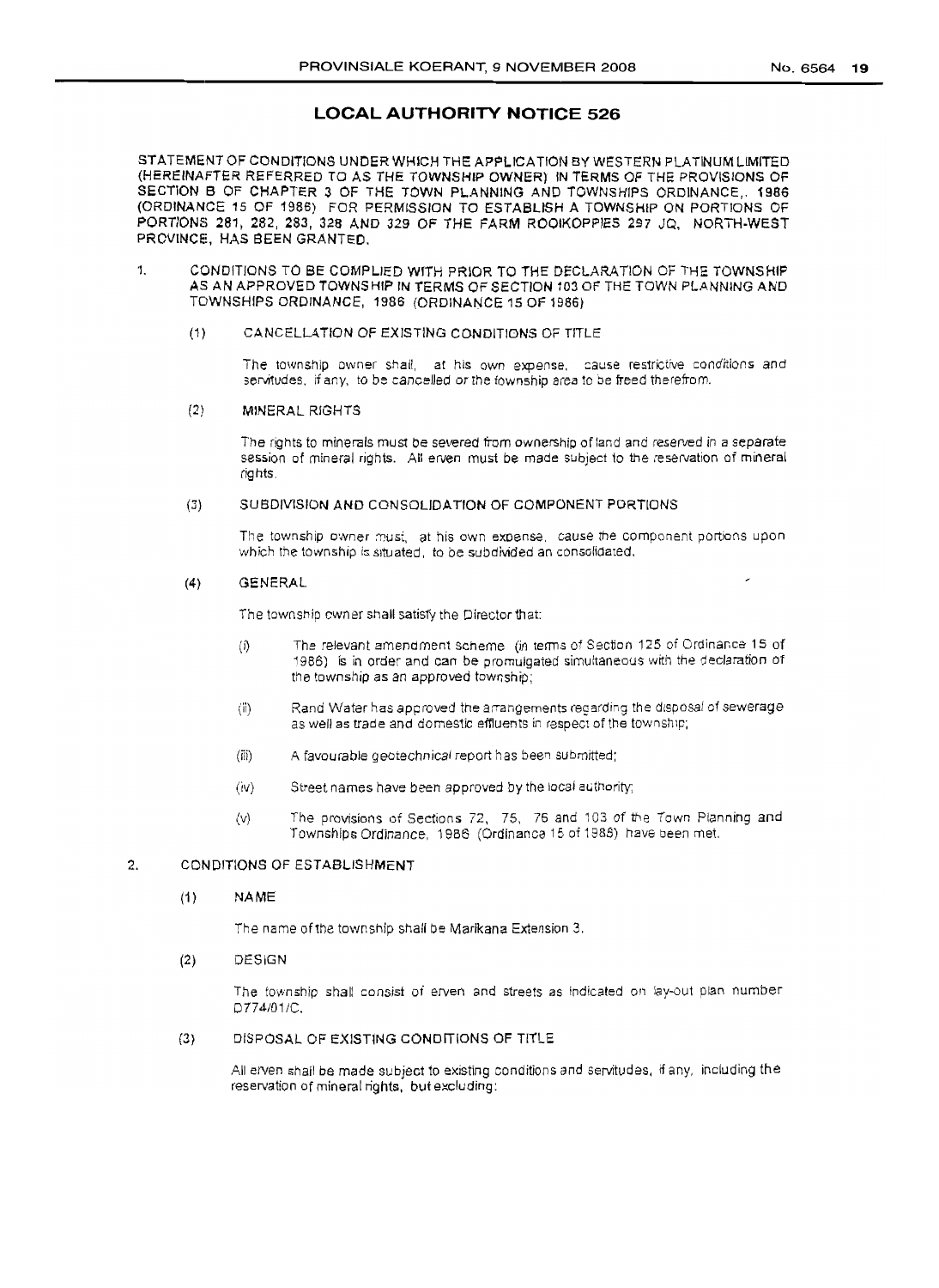## LOCAL AUTHORITY NOTICE 526

STATEMENT OF CONDITIONS UNDER WHICH THE APPLICATION BY WESTERN PLATINUM LIMITED (HEREINAFTER REFERRED TO AS THE TOWNSHIP OWNER) IN TERMS OF THE PROVISIONS OF SECTION B OF CHAPTER 3 OF THE TOWN PLANNING AND TOWNSHIPS ORDINANCE,. 1986 (ORDINANCE 15 OF 1986) FOR PERMISSION TO ESTABLISH A TOWNSHIP ON PORTIONS OF PORTIONS 281, 282, 283, 328 AND 329 OF THE FARM ROOIKOPPIES 297 JQ, NORTH-WEST PROVINCE, HAS BEEN GRANTED.

1. CONDITIONS TO BE COMPLIED WITH PRIOR TO THE DECLARATION OF THE TOWNSHIP AS AN APPROVED TOWNSHIP IN TERMS OF SECTION 103 OF THE TOWN PLANNING AND TOWNSHIPS ORDINANCE, 1986 (ORDINANCE 15 OF 1986)

   (1) CANCELLATION OF EXISTING CONDITIONS OF TITLE

   The township owner shall, at his own expense, cause restrictive conditions and servitudes, if any, to be cancelled or the township area to be freed therefrom.

   (2) MINERAL RIGHTS

   The rights to minerals must be severed from ownership of land and reserved in a separate session of mineral rights. All erven must be made subject to the reservation of mineral rights.

   (3) SUBDIVISION AND CONSOLIDATION OF COMPONENT PORTIONS

   The township owner must, at his own expense, cause the component portions upon which the township is situated, to be subdivided an consolidated.

   (4) GENERAL

   The township owner shall satisfy the Director that:

   (i) The relevant amendment scheme (in terms of Section 125 of Ordinance 15 of 1986) is in order and can be promulgated simultaneous with the declaration of the township as an approved township;

   (ii) Rand Water has approved the arrangements regarding the disposal of sewerage as well as trade and domestic effluents in respect of the township;

   (iii) A favourable geotechnical report has been submitted;

   (iv) Street names have been approved by the local authority;

   (v) The provisions of Sections 72, 75, 75 and 103 of the Town Planning and Townships Ordinance, 1986 (Ordinance 15 of 1986) have been met.

2. CONDITIONS OF ESTABLISHMENT

   (1) NAME

   The name of the township shall be Marikana Extension 3.

   (2) DESIGN

   The township shall consist of erven and streets as indicated on lay-out plan number D774/01/C.

   (3) DISPOSAL OF EXISTING CONDITIONS OF TITLE

   All erven shall be made subject to existing conditions and servitudes, if any, including the reservation of mineral rights, but excluding: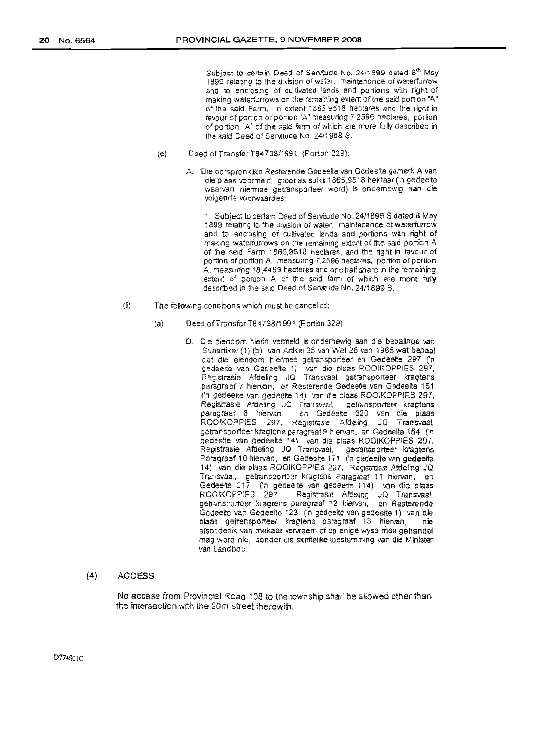Subject to certain Deed of Servitude No. 24/1899 dated 8th May 1899 relating to the division of water, maintenance of waterfurrow and to enclosing of cultivated lands and portions with right of making waterfurrows on the remaining extent of the said portion "A" of the said Farm, in extent 1865,9518 hectares and the right in favour of portion of portion "A" measuring 7,2596 hectares, portion of portion "A" of the said farm of which are more fully described in the said Deed of Servitude No. 24/1988 S.

(e) Deed of Transfer T84738/1991 (Portion 329):

A. "Die oorspronklike Resterende Gedeelte van Gedeelte gemerk A van die plaas voormeld, groot as sulks 1865,9518 hektaar ('n gedeelte waarvan hiermee getransporteer word) is onderhewig aan die volgende voorwaardes:

1. Subject to certain Deed of Servitude No. 24/1899 S dated 8 May 1899 relating to the division of water, maintenance of waterfurrow and to enclosing of cultivated lands and portions with right of making waterfurrows on the remaining extent of the said portion A of the said Farm 1865,9518 hectares, and the right in favour of portion of portion A, measuring 7,2596 hectares, portion of portion A, measuring 18,4459 hectares and one half share in the remaining extent of portion A of the said farm of which are more fully described in the said Deed of Servitude No. 24/1899 S.

(ii) The following conditions which must be cancelled:

(a) Deed of Transfer T84738/1991 (Portion 329)

D. Die eiendom hierin vermeld is onderhewig aan die bepalings van Subartikel (1) (b) van Artikel 35 van Wet 28 van 1966 wat bepaal dat die eiendom hiermee getransporteer en Gedeelte 297 ('n gedeelte van Gedeelte 1) van die plaas ROOIKOPPIES 297, Registrasie Afdeling JQ Transvaal getransporteer kragtens paragraaf 7 hiervan, en Resterende Gedeelte van Gedeelte 151 ('n gedeelte van gedeelte 14) van die plaas ROOIKOPPIES 297, Registrasie Afdeling JQ Transvaal, getransporteer kragtens paragraaf 8 hiervan, en Gedeelte 320 van die plaas ROOIKOPPIES 297, Registrasie Afdeling JQ Transvaal, getransporteer kragtens paragraaf 9 hiervan, en Gedeelte 164 ('n gedeelte van gedeelte 14) van die plaas ROOIKOPPIES 297, Registrasie Afdeling JQ Transvaal, getransporteer kragtens Paragraaf 10 hiervan, en Gedeelte 171 ('n gedeelte van gedeelte 14) van die plaas ROOIKOPPIES 297, Registrasie Afdeling JQ Transvaal, getransporteer kragtens Paragraaf 11 hiervan, en Gedeelte 217 ('n gedeelte van gedeelte 114) van die plaas ROOIKOPPIES 297, Registrasie Afdeling JQ Transvaal, getransporteer kragtens paragraaf 12 hiervan, en Resterende Gedeelte van Gedeelte 123 ('n gedeelte van gedeelte 1) van die plaas getransporteer kragtens paragraaf 13 hiervan, nie afsonderlik van mekaar vervreem of op enige wyse mee gehandel mag word nie, sonder die skriftelike toestemming van die Minister van Landbou."

(4) ACCESS

No access from Provincial Road 108 to the township shall be allowed other than the intersection with the 20m street therewith.

D774S01C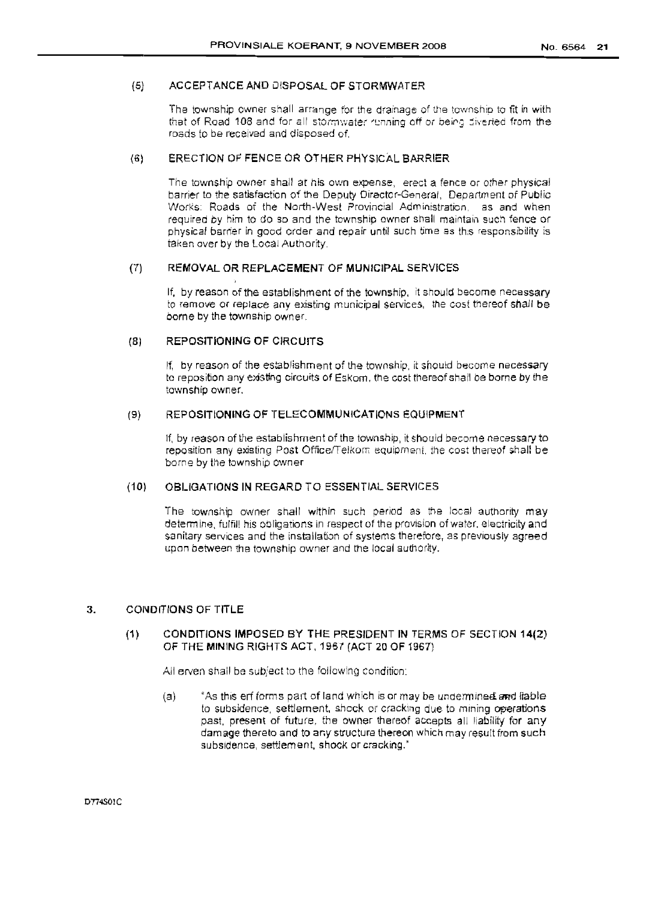#### (5) ACCEPTANCE AND DISPOSAL OF STORMWATER

The township owner shall arrange for the drainage of the township to fit in with that of Road 108 and for all stormwater running off or being diverted from the roads to be received and disposed of.

#### (6) ERECTION OF FENCE OR OTHER PHYSICAL BARRIER

The township owner shall at his own expense, erect a fence or other physical barrier to the satisfaction of the Deputy Director-General, Department of Public Works: Roads of the North-West Provincial Administration, as and when required by him to do so and the township owner shall maintain such fence or physical barrier in good order and repair until such time as this responsibility is taken over by the Local Authority.

#### (7) REMOVAL OR REPLACEMENT OF MUNICIPAL SERVICES

If, by reason of the establishment of the township, it should become necessary to remove or replace any existing municipal services, the cost thereof shall be borne by the township owner.

#### (8) REPOSITIONING OF CIRCUITS

If, by reason of the establishment of the township, it should become necessary to reposition any existing circuits of Eskom, the cost thereof shall be borne by the township owner.

#### (9) REPOSITIONING OF TELECOMMUNICATIONS EQUIPMENT

If, by reason of the establishment of the township, it should become necessary to reposition any existing Post Office/Telkom equipment, the cost thereof shall be borne by the township owner

#### (10) OBLIGATIONS IN REGARD TO ESSENTIAL SERVICES

The township owner shall within such period as the local authority may determine, fulfill his obligations in respect of the provision of water, electricity and sanitary services and the installation of systems therefore, as previously agreed upon between the township owner and the local authority.

## 3. CONDITIONS OF TITLE

#### (1) CONDITIONS IMPOSED BY THE PRESIDENT IN TERMS OF SECTION 14(2) OF THE MINING RIGHTS ACT, 1967 (ACT 20 OF 1967)

All erven shall be subject to the following condition:

(a) "As this erf forms part of land which is or may be undermined and liable to subsidence, settlement, shock or cracking due to mining operations past, present of future, the owner thereof accepts all liability for any damage thereto and to any structure thereon which may result from such subsidence, settlement, shock or cracking."

D774S01C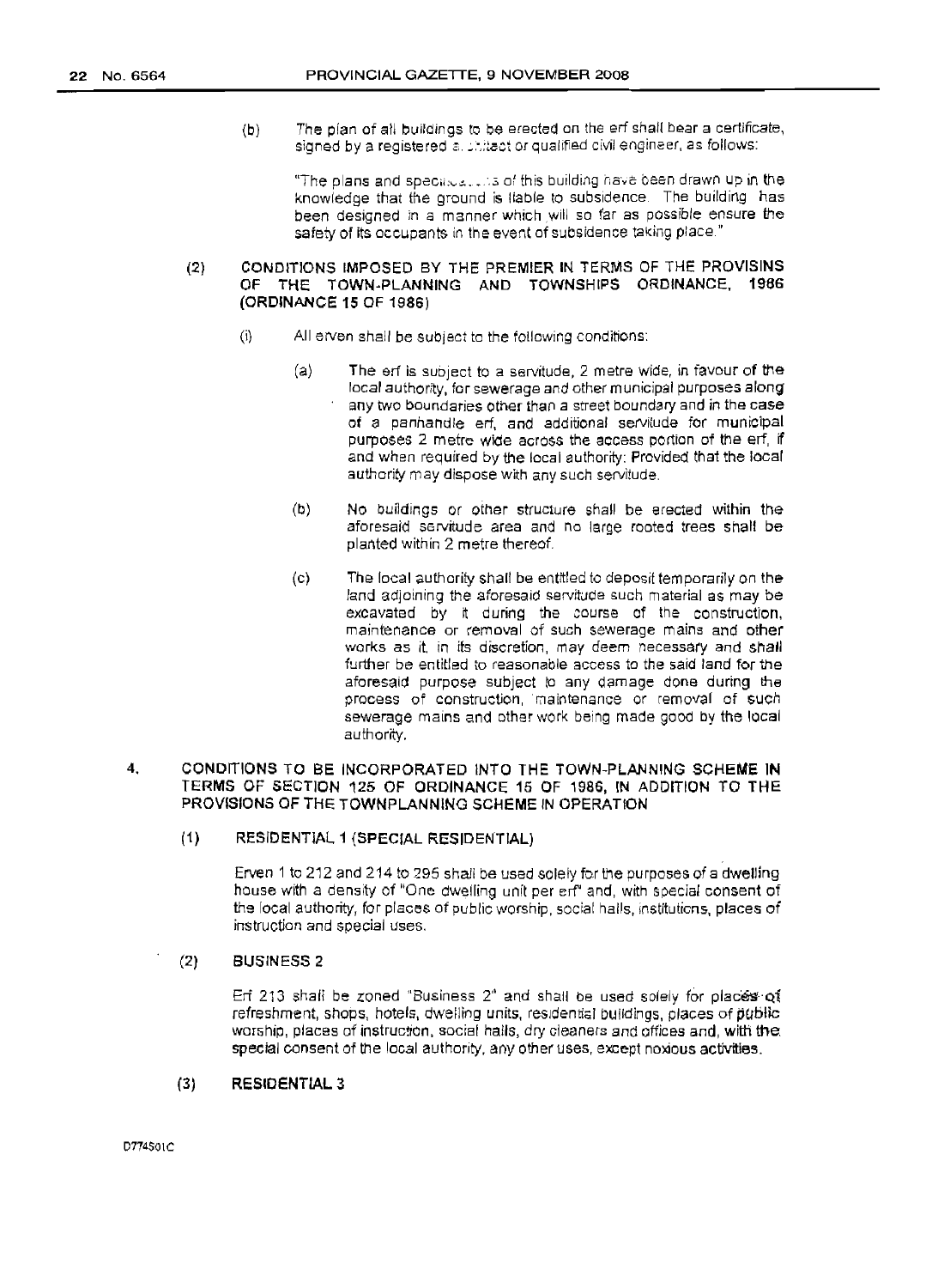(b) The plan of all buildings to be erected on the erf shall bear a certificate, signed by a registered architect or qualified civil engineer, as follows:

"The plans and specifications of this building have been drawn up in the knowledge that the ground is liable to subsidence. The building has been designed in a manner which will so far as possible ensure the safety of its occupants in the event of subsidence taking place."

(2) CONDITIONS IMPOSED BY THE PREMIER IN TERMS OF THE PROVISINS OF THE TOWN-PLANNING AND TOWNSHIPS ORDINANCE, 1986 (ORDINANCE 15 OF 1986)

(i) All erven shall be subject to the following conditions:

(a) The erf is subject to a servitude, 2 metre wide, in favour of the local authority, for sewerage and other municipal purposes along any two boundaries other than a street boundary and in the case of a panhandle erf, and additional servitude for municipal purposes 2 metre wide across the access portion of the erf, if and when required by the local authority: Provided that the local authority may dispose with any such servitude.

(b) No buildings or other structure shall be erected within the aforesaid servitude area and no large rooted trees shall be planted within 2 metre thereof.

(c) The local authority shall be entitled to deposit temporarily on the land adjoining the aforesaid servitude such material as may be excavated by it during the course of the construction, maintenance or removal of such sewerage mains and other works as it, in its discretion, may deem necessary and shall further be entitled to reasonable access to the said land for the aforesaid purpose subject to any damage done during the process of construction, maintenance or removal of such sewerage mains and other work being made good by the local authority.

4. CONDITIONS TO BE INCORPORATED INTO THE TOWN-PLANNING SCHEME IN TERMS OF SECTION 125 OF ORDINANCE 15 OF 1986, IN ADDITION TO THE PROVISIONS OF THE TOWNPLANNING SCHEME IN OPERATION

(1) RESIDENTIAL 1 (SPECIAL RESIDENTIAL)

Erven 1 to 212 and 214 to 295 shall be used solely for the purposes of a dwelling house with a density of "One dwelling unit per erf" and, with special consent of the local authority, for places of public worship, social halls, institutions, places of instruction and special uses.

(2) BUSINESS 2

Erf 213 shall be zoned "Business 2" and shall be used solely for places of refreshment, shops, hotels, dwelling units, residential buildings, places of public worship, places of instruction, social halls, dry cleaners and offices and, with the special consent of the local authority, any other uses, except noxious activities.

(3) RESIDENTIAL 3

D774501C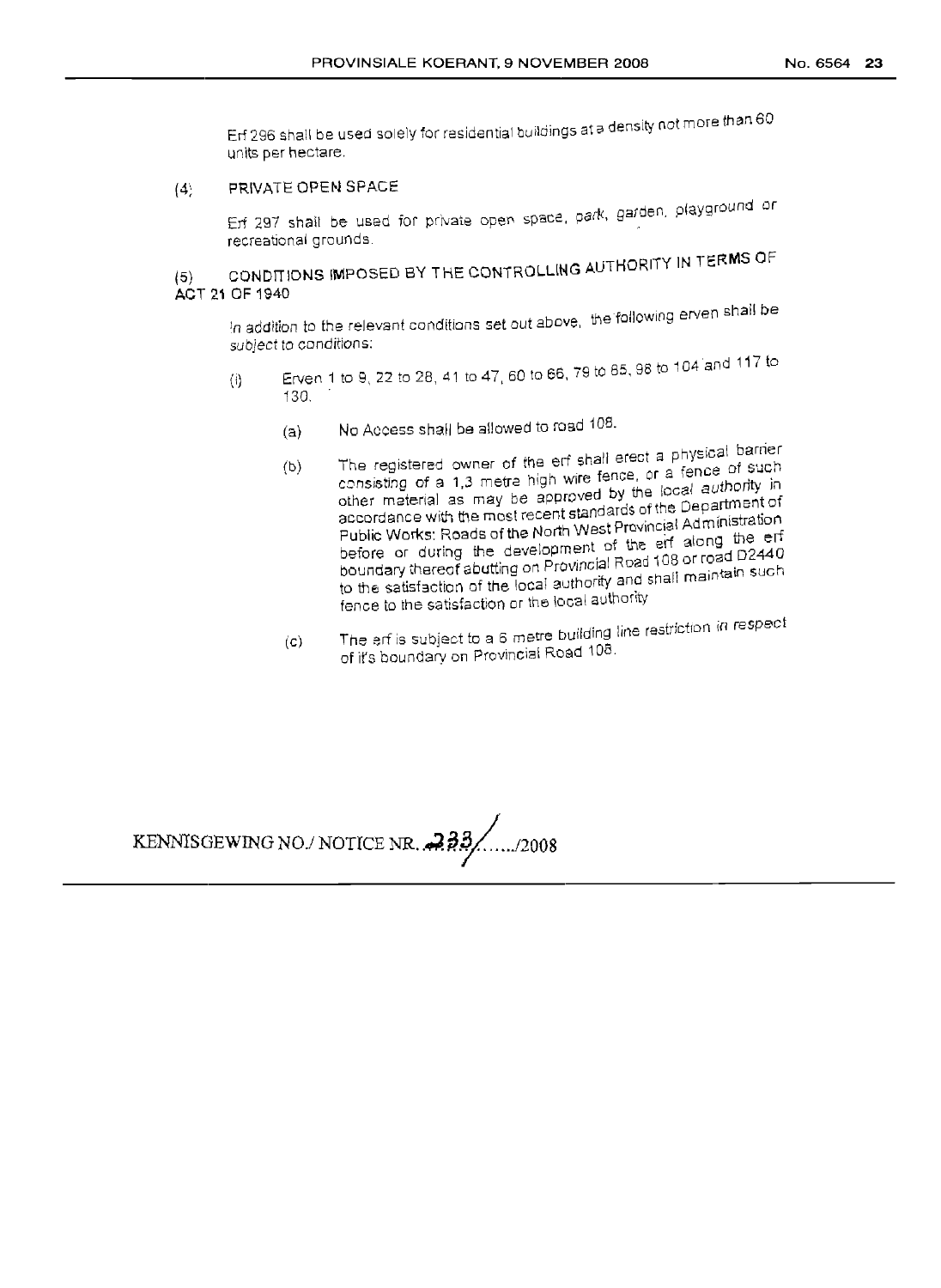Erf 296 shall be used solely for residential buildings at a density not more than 60 units per hectare.

(4) PRIVATE OPEN SPACE

Erf 297 shall be used for private open space, park, garden, playground or recreational grounds.

(5) CONDITIONS IMPOSED BY THE CONTROLLING AUTHORITY IN TERMS OF ACT 21 OF 1940

In addition to the relevant conditions set out above, the following erven shall be subject to conditions:

(i) Erven 1 to 9, 22 to 28, 41 to 47, 60 to 66, 79 to 85, 98 to 104 and 117 to 130.

(a) No Access shall be allowed to road 108.

(b) The registered owner of the erf shall erect a physical barrier consisting of a 1,3 metre high wire fence, or a fence of such other material as may be approved by the local authority in accordance with the most recent standards of the Department of Public Works: Roads of the North West Provincial Administration before or during the development of the erf along the erf boundary thereof abutting on Provincial Road 108 or road D2440 to the satisfaction of the local authority and shall maintain such fence to the satisfaction or the local authority

(c) The erf is subject to a 6 metre building line restriction in respect of it's boundary on Provincial Road 108.

KENNISGEWING NO./ NOTICE NR. 233/....../2008